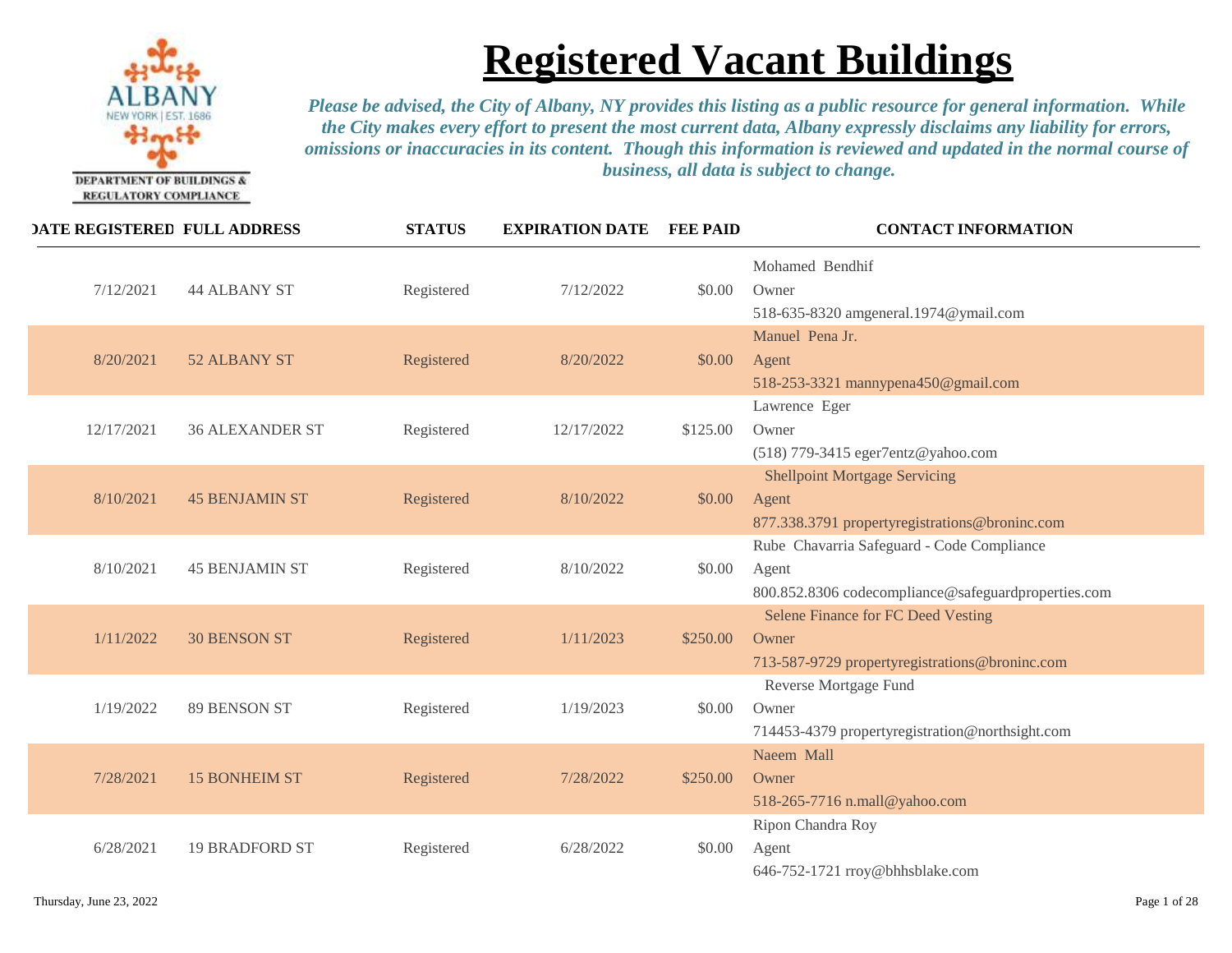DEPARTMENT OF BUILDINGS & REGULATORY COMPLIANCE

# Registered Vacant Buildings

*Please be advised, the City of Albany, NY provides this listing as a public resource for general information. While the City makes every effort to present the most current data, Albany expressly disclaims any liability for errors, omissions or inaccuracies in its content. Though this information is reviewed and updated in the normal course of business, all data is subject to change.*

| DATE REGISTERED | FULL ADDRESS | STATUS | EXPIRATION DATE | FEE PAID | CONTACT INFORMATION |
|---|---|---|---|---|---|
| 7/12/2021 | 44 ALBANY ST | Registered | 7/12/2022 | $0.00 | Mohamed Bendhif<br>Owner<br>518-635-8320 amgeneral.1974@ymail.com |
| 8/20/2021 | 52 ALBANY ST | Registered | 8/20/2022 | $0.00 | Manuel Pena Jr.<br>Agent<br>518-253-3321 mannypena450@gmail.com |
| 12/17/2021 | 36 ALEXANDER ST | Registered | 12/17/2022 | $125.00 | Lawrence Eger<br>Owner<br>(518) 779-3415 eger7entz@yahoo.com |
| 8/10/2021 | 45 BENJAMIN ST | Registered | 8/10/2022 | $0.00 | Shellpoint Mortgage Servicing<br>Agent<br>877.338.3791 propertyregistrations@broninc.com |
| 8/10/2021 | 45 BENJAMIN ST | Registered | 8/10/2022 | $0.00 | Rube Chavarria Safeguard - Code Compliance<br>Agent<br>800.852.8306 codecompliance@safeguardproperties.com |
| 1/11/2022 | 30 BENSON ST | Registered | 1/11/2023 | $250.00 | Selene Finance for FC Deed Vesting<br>Owner<br>713-587-9729 propertyregistrations@broninc.com |
| 1/19/2022 | 89 BENSON ST | Registered | 1/19/2023 | $0.00 | Reverse Mortgage Fund<br>Owner<br>714453-4379 propertyregistration@northsight.com |
| 7/28/2021 | 15 BONHEIM ST | Registered | 7/28/2022 | $250.00 | Naeem Mall<br>Owner<br>518-265-7716 n.mall@yahoo.com |
| 6/28/2021 | 19 BRADFORD ST | Registered | 6/28/2022 | $0.00 | Ripon Chandra Roy<br>Agent<br>646-752-1721 rroy@bhhsblake.com |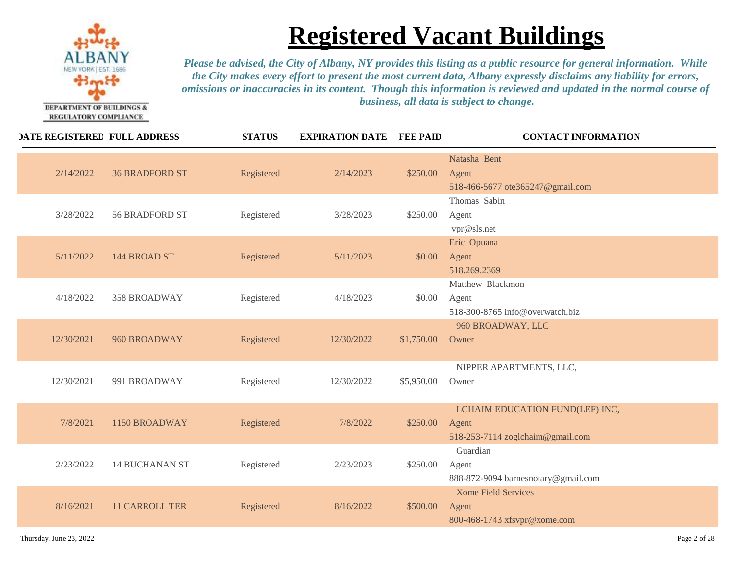DEPARTMENT OF BUILDINGS & REGULATORY COMPLIANCE

# Registered Vacant Buildings

*Please be advised, the City of Albany, NY provides this listing as a public resource for general information. While the City makes every effort to present the most current data, Albany expressly disclaims any liability for errors, omissions or inaccuracies in its content. Though this information is reviewed and updated in the normal course of business, all data is subject to change.*

| DATE REGISTERED | FULL ADDRESS | STATUS | EXPIRATION DATE | FEE PAID | CONTACT INFORMATION |
|---|---|---|---|---|---|
| 2/14/2022 | 36 BRADFORD ST | Registered | 2/14/2023 | $250.00 | Natasha Bent<br>Agent<br>518-466-5677 ote365247@gmail.com |
| 3/28/2022 | 56 BRADFORD ST | Registered | 3/28/2023 | $250.00 | Thomas Sabin<br>Agent<br>vpr@sls.net |
| 5/11/2022 | 144 BROAD ST | Registered | 5/11/2023 | $0.00 | Eric Opuana<br>Agent<br>518.269.2369 |
| 4/18/2022 | 358 BROADWAY | Registered | 4/18/2023 | $0.00 | Matthew Blackmon<br>Agent<br>518-300-8765 info@overwatch.biz |
| 12/30/2021 | 960 BROADWAY | Registered | 12/30/2022 | $1,750.00 | 960 BROADWAY, LLC<br>Owner |
| 12/30/2021 | 991 BROADWAY | Registered | 12/30/2022 | $5,950.00 | NIPPER APARTMENTS, LLC,<br>Owner |
| 7/8/2021 | 1150 BROADWAY | Registered | 7/8/2022 | $250.00 | LCHAIM EDUCATION FUND(LEF) INC,<br>Agent<br>518-253-7114 zoglchaim@gmail.com |
| 2/23/2022 | 14 BUCHANAN ST | Registered | 2/23/2023 | $250.00 | Guardian<br>Agent<br>888-872-9094 barnesnotary@gmail.com |
| 8/16/2021 | 11 CARROLL TER | Registered | 8/16/2022 | $500.00 | Xome Field Services<br>Agent<br>800-468-1743 xfsvpr@xome.com |

Thursday, June 23, 2022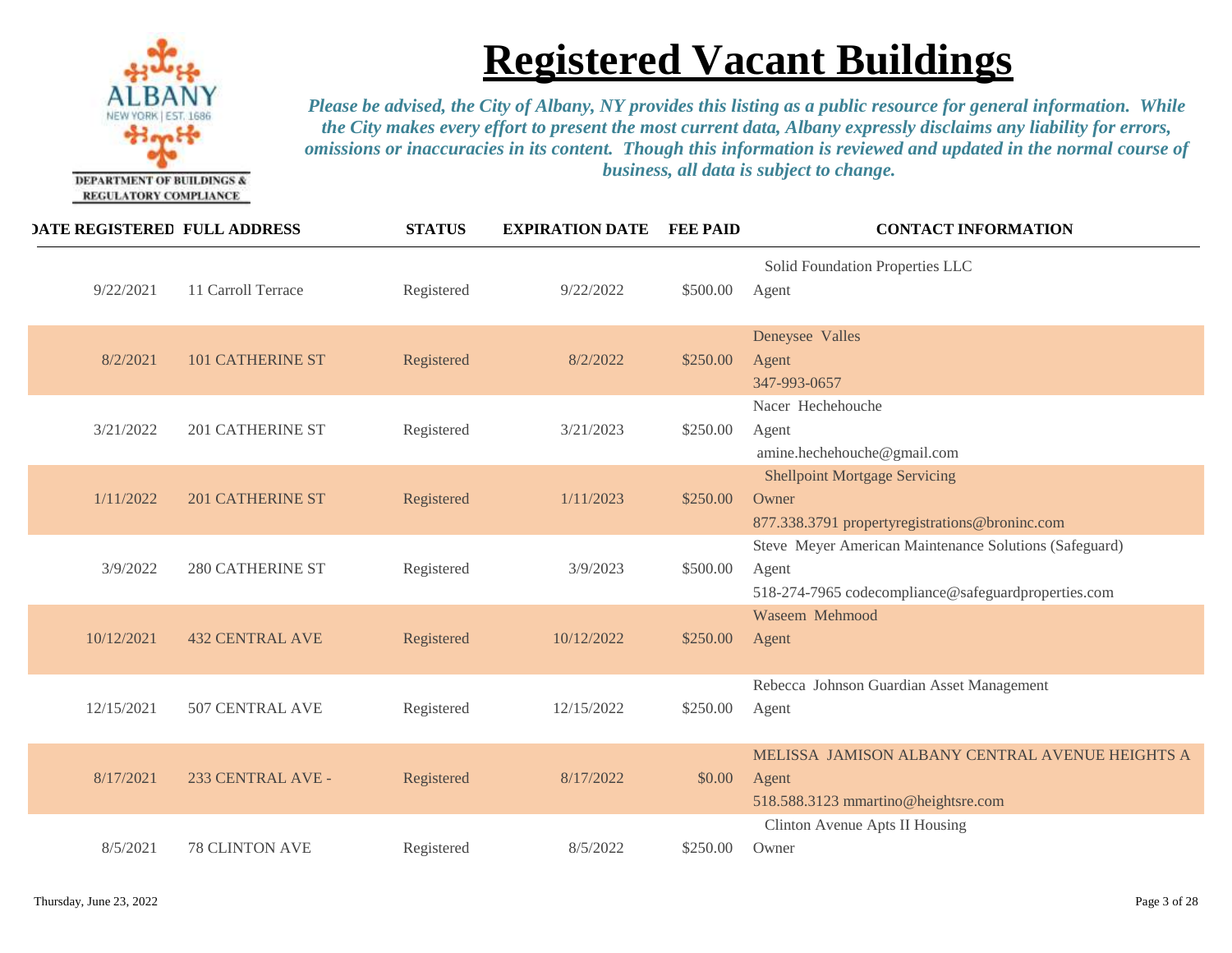DEPARTMENT OF BUILDINGS & REGULATORY COMPLIANCE

# Registered Vacant Buildings

*Please be advised, the City of Albany, NY provides this listing as a public resource for general information. While the City makes every effort to present the most current data, Albany expressly disclaims any liability for errors, omissions or inaccuracies in its content. Though this information is reviewed and updated in the normal course of business, all data is subject to change.*

| DATE REGISTERED | FULL ADDRESS | STATUS | EXPIRATION DATE | FEE PAID | CONTACT INFORMATION |
|---|---|---|---|---|---|
| 9/22/2021 | 11 Carroll Terrace | Registered | 9/22/2022 | $500.00 | Solid Foundation Properties LLC<br>Agent |
| 8/2/2021 | 101 CATHERINE ST | Registered | 8/2/2022 | $250.00 | Deneysee Valles<br>Agent<br>347-993-0657 |
| 3/21/2022 | 201 CATHERINE ST | Registered | 3/21/2023 | $250.00 | Nacer Hechehouche<br>Agent<br>amine.hechehouche@gmail.com |
| 1/11/2022 | 201 CATHERINE ST | Registered | 1/11/2023 | $250.00 | Shellpoint Mortgage Servicing<br>Owner<br>877.338.3791 propertyregistrations@broninc.com |
| 3/9/2022 | 280 CATHERINE ST | Registered | 3/9/2023 | $500.00 | Steve Meyer American Maintenance Solutions (Safeguard)<br>Agent<br>518-274-7965 codecompliance@safeguardproperties.com |
| 10/12/2021 | 432 CENTRAL AVE | Registered | 10/12/2022 | $250.00 | Waseem Mehmood<br>Agent |
| 12/15/2021 | 507 CENTRAL AVE | Registered | 12/15/2022 | $250.00 | Rebecca Johnson Guardian Asset Management<br>Agent |
| 8/17/2021 | 233 CENTRAL AVE - | Registered | 8/17/2022 | $0.00 | MELISSA JAMISON ALBANY CENTRAL AVENUE HEIGHTS A<br>Agent<br>518.588.3123 mmartino@heightsre.com |
| 8/5/2021 | 78 CLINTON AVE | Registered | 8/5/2022 | $250.00 | Clinton Avenue Apts II Housing<br>Owner |

Thursday, June 23, 2022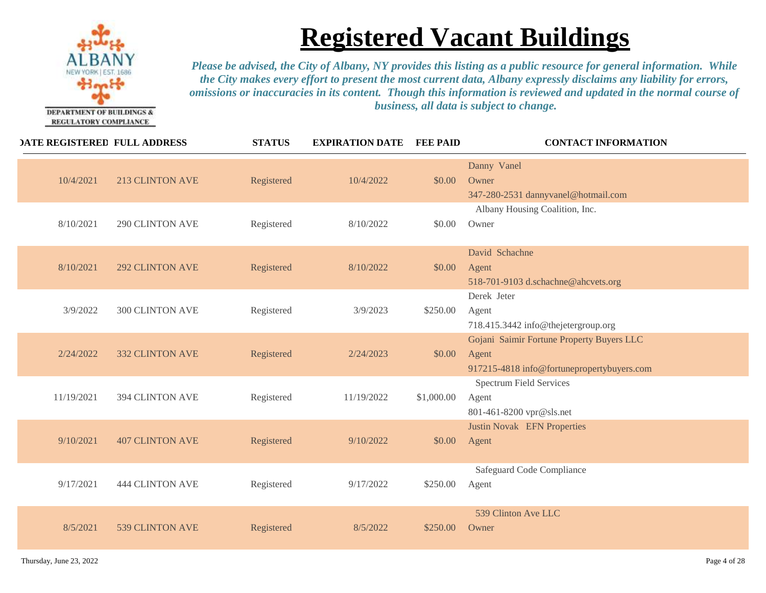DEPARTMENT OF BUILDINGS & REGULATORY COMPLIANCE

# Registered Vacant Buildings

*Please be advised, the City of Albany, NY provides this listing as a public resource for general information. While the City makes every effort to present the most current data, Albany expressly disclaims any liability for errors, omissions or inaccuracies in its content. Though this information is reviewed and updated in the normal course of business, all data is subject to change.*

| DATE REGISTERED | FULL ADDRESS | STATUS | EXPIRATION DATE | FEE PAID | CONTACT INFORMATION |
|---|---|---|---|---|---|
| 10/4/2021 | 213 CLINTON AVE | Registered | 10/4/2022 | $0.00 | Danny Vanel<br>Owner<br>347-280-2531 dannyvanel@hotmail.com |
| 8/10/2021 | 290 CLINTON AVE | Registered | 8/10/2022 | $0.00 | Albany Housing Coalition, Inc.<br>Owner |
| 8/10/2021 | 292 CLINTON AVE | Registered | 8/10/2022 | $0.00 | David Schachne<br>Agent<br>518-701-9103 d.schachne@ahcvets.org |
| 3/9/2022 | 300 CLINTON AVE | Registered | 3/9/2023 | $250.00 | Derek Jeter<br>Agent<br>718.415.3442 info@thejetergroup.org |
| 2/24/2022 | 332 CLINTON AVE | Registered | 2/24/2023 | $0.00 | Gojani Saimir Fortune Property Buyers LLC<br>Agent<br>917215-4818 info@fortunepropertybuyers.com |
| 11/19/2021 | 394 CLINTON AVE | Registered | 11/19/2022 | $1,000.00 | Spectrum Field Services<br>Agent<br>801-461-8200 vpr@sls.net |
| 9/10/2021 | 407 CLINTON AVE | Registered | 9/10/2022 | $0.00 | Justin Novak EFN Properties<br>Agent |
| 9/17/2021 | 444 CLINTON AVE | Registered | 9/17/2022 | $250.00 | Safeguard Code Compliance<br>Agent |
| 8/5/2021 | 539 CLINTON AVE | Registered | 8/5/2022 | $250.00 | 539 Clinton Ave LLC<br>Owner |

Thursday, June 23, 2022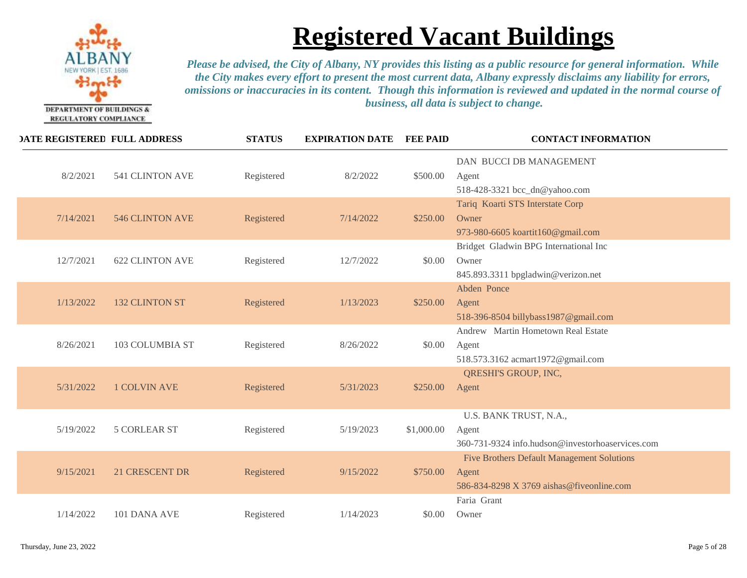DEPARTMENT OF BUILDINGS & REGULATORY COMPLIANCE

# Registered Vacant Buildings

*Please be advised, the City of Albany, NY provides this listing as a public resource for general information. While the City makes every effort to present the most current data, Albany expressly disclaims any liability for errors, omissions or inaccuracies in its content. Though this information is reviewed and updated in the normal course of business, all data is subject to change.*

| DATE REGISTERED | FULL ADDRESS | STATUS | EXPIRATION DATE | FEE PAID | CONTACT INFORMATION |
|---|---|---|---|---|---|
| 8/2/2021 | 541 CLINTON AVE | Registered | 8/2/2022 | $500.00 | DAN BUCCI DB MANAGEMENT<br>Agent<br>518-428-3321 bcc_dn@yahoo.com |
| 7/14/2021 | 546 CLINTON AVE | Registered | 7/14/2022 | $250.00 | Tariq Koarti STS Interstate Corp<br>Owner<br>973-980-6605 koartit160@gmail.com |
| 12/7/2021 | 622 CLINTON AVE | Registered | 12/7/2022 | $0.00 | Bridget Gladwin BPG International Inc<br>Owner<br>845.893.3311 bpgladwin@verizon.net |
| 1/13/2022 | 132 CLINTON ST | Registered | 1/13/2023 | $250.00 | Abden Ponce<br>Agent<br>518-396-8504 billybass1987@gmail.com |
| 8/26/2021 | 103 COLUMBIA ST | Registered | 8/26/2022 | $0.00 | Andrew Martin Hometown Real Estate<br>Agent<br>518.573.3162 acmart1972@gmail.com |
| 5/31/2022 | 1 COLVIN AVE | Registered | 5/31/2023 | $250.00 | QRESHI'S GROUP, INC,<br>Agent |
| 5/19/2022 | 5 CORLEAR ST | Registered | 5/19/2023 | $1,000.00 | U.S. BANK TRUST, N.A.,<br>Agent<br>360-731-9324 info.hudson@investorhoaservices.com |
| 9/15/2021 | 21 CRESCENT DR | Registered | 9/15/2022 | $750.00 | Five Brothers Default Management Solutions<br>Agent<br>586-834-8298 X 3769 aishas@fiveonline.com |
| 1/14/2022 | 101 DANA AVE | Registered | 1/14/2023 | $0.00 | Faria Grant<br>Owner |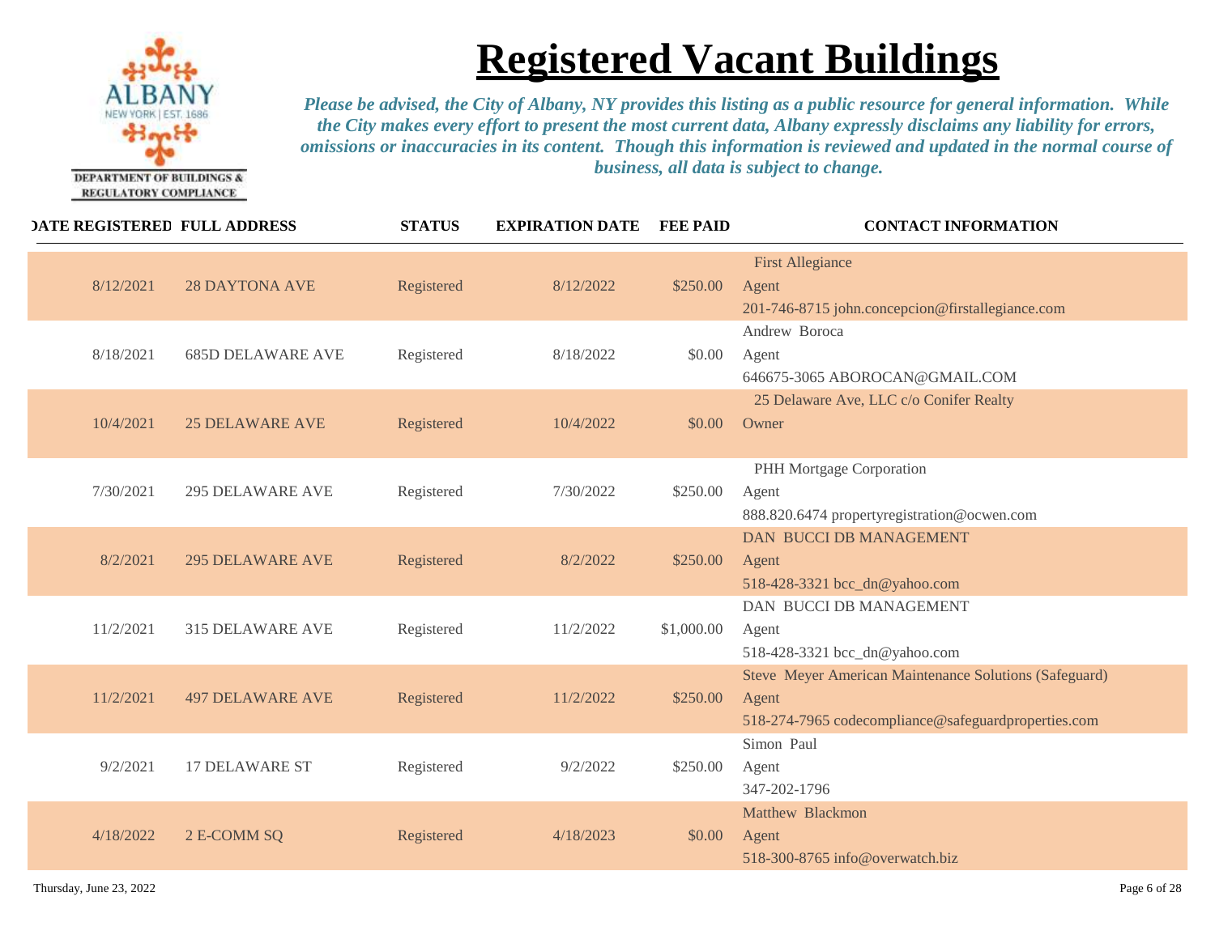DEPARTMENT OF BUILDINGS & REGULATORY COMPLIANCE

# Registered Vacant Buildings

*Please be advised, the City of Albany, NY provides this listing as a public resource for general information. While the City makes every effort to present the most current data, Albany expressly disclaims any liability for errors, omissions or inaccuracies in its content. Though this information is reviewed and updated in the normal course of business, all data is subject to change.*

| DATE REGISTERED | FULL ADDRESS | STATUS | EXPIRATION DATE | FEE PAID | CONTACT INFORMATION |
|---|---|---|---|---|---|
| 8/12/2021 | 28 DAYTONA AVE | Registered | 8/12/2022 | $250.00 | First Allegiance<br>Agent<br>201-746-8715 john.concepcion@firstallegiance.com |
| 8/18/2021 | 685D DELAWARE AVE | Registered | 8/18/2022 | $0.00 | Andrew Boroca<br>Agent<br>646675-3065 ABOROCAN@GMAIL.COM |
| 10/4/2021 | 25 DELAWARE AVE | Registered | 10/4/2022 | $0.00 | 25 Delaware Ave, LLC c/o Conifer Realty<br>Owner |
| 7/30/2021 | 295 DELAWARE AVE | Registered | 7/30/2022 | $250.00 | PHH Mortgage Corporation<br>Agent<br>888.820.6474 propertyregistration@ocwen.com |
| 8/2/2021 | 295 DELAWARE AVE | Registered | 8/2/2022 | $250.00 | DAN BUCCI DB MANAGEMENT<br>Agent<br>518-428-3321 bcc_dn@yahoo.com |
| 11/2/2021 | 315 DELAWARE AVE | Registered | 11/2/2022 | $1,000.00 | DAN BUCCI DB MANAGEMENT<br>Agent<br>518-428-3321 bcc_dn@yahoo.com |
| 11/2/2021 | 497 DELAWARE AVE | Registered | 11/2/2022 | $250.00 | Steve Meyer American Maintenance Solutions (Safeguard)<br>Agent<br>518-274-7965 codecompliance@safeguardproperties.com |
| 9/2/2021 | 17 DELAWARE ST | Registered | 9/2/2022 | $250.00 | Simon Paul<br>Agent<br>347-202-1796 |
| 4/18/2022 | 2 E-COMM SQ | Registered | 4/18/2023 | $0.00 | Matthew Blackmon<br>Agent<br>518-300-8765 info@overwatch.biz |

Thursday, June 23, 2022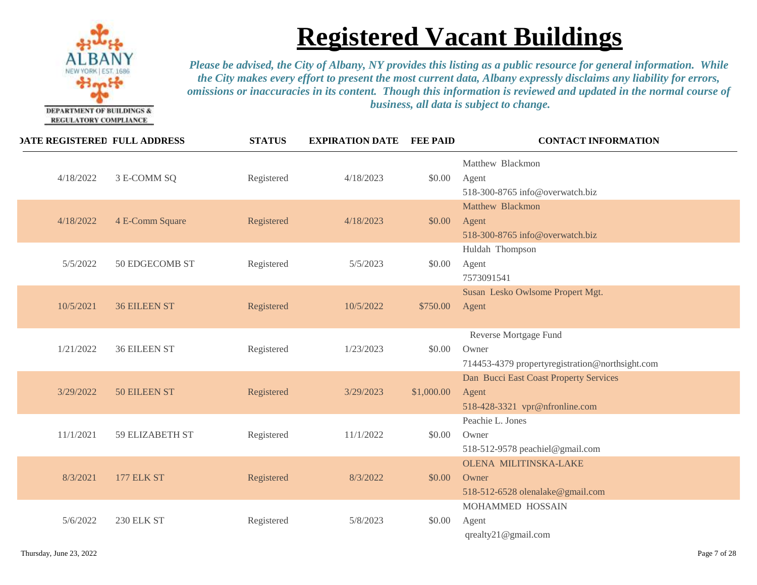DEPARTMENT OF BUILDINGS & REGULATORY COMPLIANCE

# Registered Vacant Buildings

*Please be advised, the City of Albany, NY provides this listing as a public resource for general information. While the City makes every effort to present the most current data, Albany expressly disclaims any liability for errors, omissions or inaccuracies in its content. Though this information is reviewed and updated in the normal course of business, all data is subject to change.*

| DATE REGISTERED | FULL ADDRESS | STATUS | EXPIRATION DATE | FEE PAID | CONTACT INFORMATION |
|---|---|---|---|---|---|
| 4/18/2022 | 3 E-COMM SQ | Registered | 4/18/2023 | $0.00 | Matthew Blackmon<br>Agent<br>518-300-8765 info@overwatch.biz |
| 4/18/2022 | 4 E-Comm Square | Registered | 4/18/2023 | $0.00 | Matthew Blackmon<br>Agent<br>518-300-8765 info@overwatch.biz |
| 5/5/2022 | 50 EDGECOMB ST | Registered | 5/5/2023 | $0.00 | Huldah Thompson<br>Agent<br>7573091541 |
| 10/5/2021 | 36 EILEEN ST | Registered | 10/5/2022 | $750.00 | Susan Lesko Owlsome Propert Mgt.<br>Agent |
| 1/21/2022 | 36 EILEEN ST | Registered | 1/23/2023 | $0.00 | Reverse Mortgage Fund<br>Owner<br>714453-4379 propertyregistration@northsight.com |
| 3/29/2022 | 50 EILEEN ST | Registered | 3/29/2023 | $1,000.00 | Dan Bucci East Coast Property Services<br>Agent<br>518-428-3321 vpr@nfronline.com |
| 11/1/2021 | 59 ELIZABETH ST | Registered | 11/1/2022 | $0.00 | Peachie L. Jones<br>Owner<br>518-512-9578 peachiel@gmail.com |
| 8/3/2021 | 177 ELK ST | Registered | 8/3/2022 | $0.00 | OLENA MILITINSKA-LAKE<br>Owner<br>518-512-6528 olenalake@gmail.com |
| 5/6/2022 | 230 ELK ST | Registered | 5/8/2023 | $0.00 | MOHAMMED HOSSAIN<br>Agent<br>qrealty21@gmail.com |

Thursday, June 23, 2022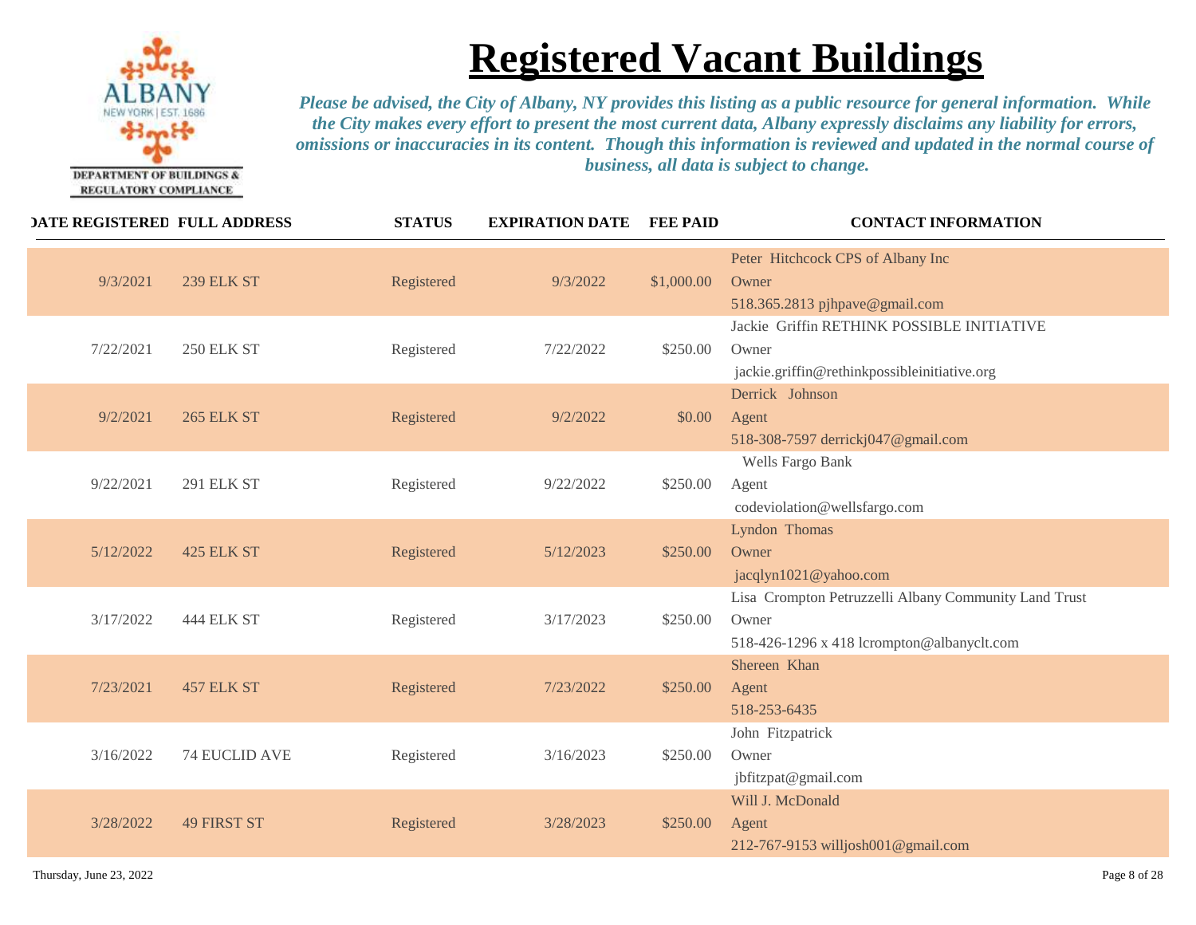DEPARTMENT OF BUILDINGS & REGULATORY COMPLIANCE

# Registered Vacant Buildings

*Please be advised, the City of Albany, NY provides this listing as a public resource for general information. While the City makes every effort to present the most current data, Albany expressly disclaims any liability for errors, omissions or inaccuracies in its content. Though this information is reviewed and updated in the normal course of business, all data is subject to change.*

| DATE REGISTERED | FULL ADDRESS | STATUS | EXPIRATION DATE | FEE PAID | CONTACT INFORMATION |
|---|---|---|---|---|---|
| 9/3/2021 | 239 ELK ST | Registered | 9/3/2022 | $1,000.00 | Peter Hitchcock CPS of Albany Inc<br>Owner<br>518.365.2813 pjhpave@gmail.com |
| 7/22/2021 | 250 ELK ST | Registered | 7/22/2022 | $250.00 | Jackie Griffin RETHINK POSSIBLE INITIATIVE<br>Owner<br>jackie.griffin@rethinkpossibleinitiative.org |
| 9/2/2021 | 265 ELK ST | Registered | 9/2/2022 | $0.00 | Derrick Johnson<br>Agent<br>518-308-7597 derrickj047@gmail.com |
| 9/22/2021 | 291 ELK ST | Registered | 9/22/2022 | $250.00 | Wells Fargo Bank<br>Agent<br>codeviolation@wellsfargo.com |
| 5/12/2022 | 425 ELK ST | Registered | 5/12/2023 | $250.00 | Lyndon Thomas<br>Owner<br>jacqlyn1021@yahoo.com |
| 3/17/2022 | 444 ELK ST | Registered | 3/17/2023 | $250.00 | Lisa Crompton Petruzzelli Albany Community Land Trust<br>Owner<br>518-426-1296 x 418 lcrompton@albanyclt.com |
| 7/23/2021 | 457 ELK ST | Registered | 7/23/2022 | $250.00 | Shereen Khan<br>Agent<br>518-253-6435 |
| 3/16/2022 | 74 EUCLID AVE | Registered | 3/16/2023 | $250.00 | John Fitzpatrick<br>Owner<br>jbfitzpat@gmail.com |
| 3/28/2022 | 49 FIRST ST | Registered | 3/28/2023 | $250.00 | Will J. McDonald<br>Agent<br>212-767-9153 willjosh001@gmail.com |

Thursday, June 23, 2022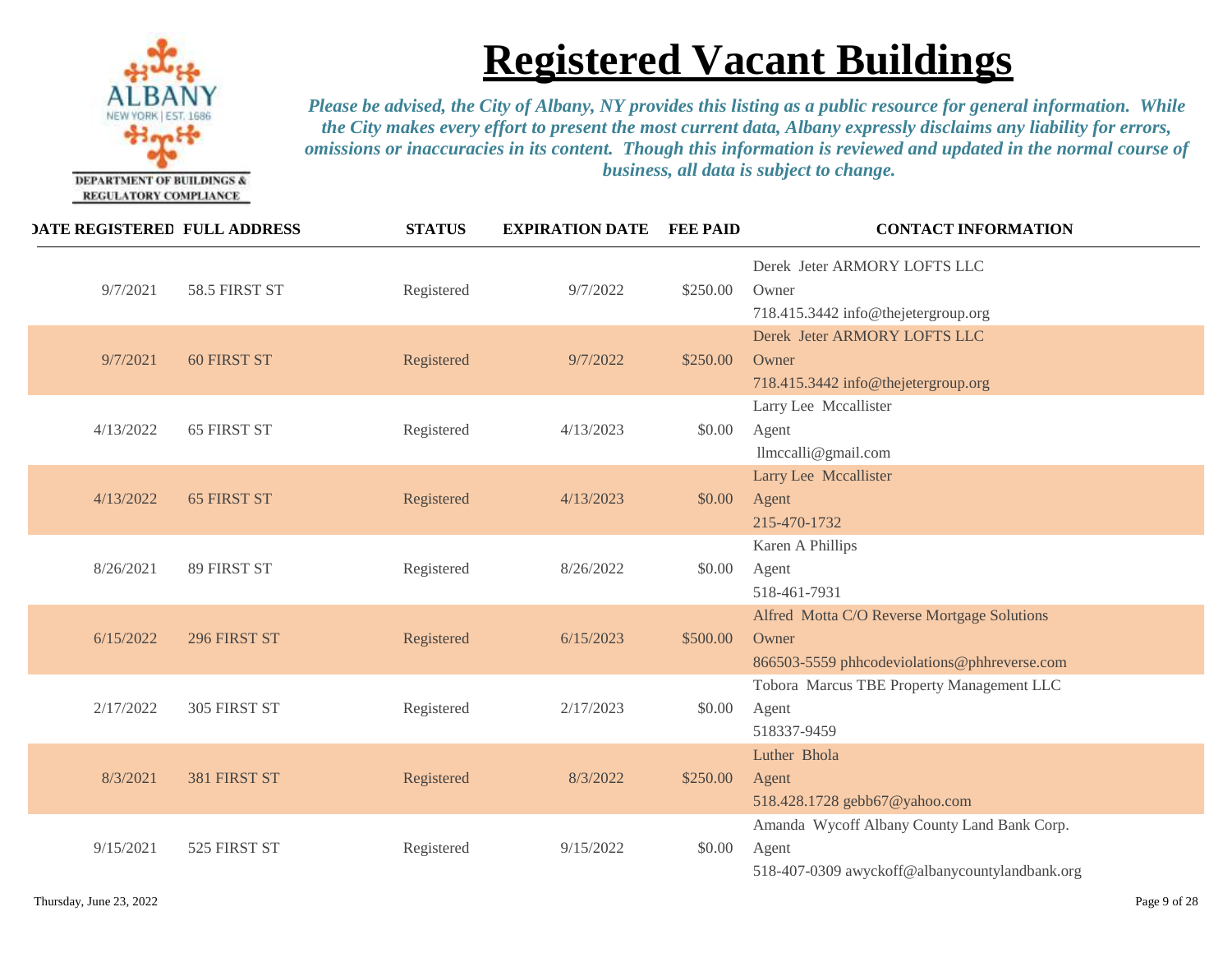# Registered Vacant Buildings

DEPARTMENT OF BUILDINGS & REGULATORY COMPLIANCE

*Please be advised, the City of Albany, NY provides this listing as a public resource for general information. While the City makes every effort to present the most current data, Albany expressly disclaims any liability for errors, omissions or inaccuracies in its content. Though this information is reviewed and updated in the normal course of business, all data is subject to change.*

| DATE REGISTERED | FULL ADDRESS | STATUS | EXPIRATION DATE | FEE PAID | CONTACT INFORMATION |
|---|---|---|---|---|---|
| 9/7/2021 | 58.5 FIRST ST | Registered | 9/7/2022 | $250.00 | Derek Jeter ARMORY LOFTS LLC<br>Owner<br>718.415.3442 info@thejetergroup.org |
| 9/7/2021 | 60 FIRST ST | Registered | 9/7/2022 | $250.00 | Derek Jeter ARMORY LOFTS LLC<br>Owner<br>718.415.3442 info@thejetergroup.org |
| 4/13/2022 | 65 FIRST ST | Registered | 4/13/2023 | $0.00 | Larry Lee Mccallister<br>Agent<br>llmccalli@gmail.com |
| 4/13/2022 | 65 FIRST ST | Registered | 4/13/2023 | $0.00 | Larry Lee Mccallister<br>Agent<br>215-470-1732 |
| 8/26/2021 | 89 FIRST ST | Registered | 8/26/2022 | $0.00 | Karen A Phillips<br>Agent<br>518-461-7931 |
| 6/15/2022 | 296 FIRST ST | Registered | 6/15/2023 | $500.00 | Alfred Motta C/O Reverse Mortgage Solutions<br>Owner<br>866503-5559 phhcodeviolations@phhreverse.com |
| 2/17/2022 | 305 FIRST ST | Registered | 2/17/2023 | $0.00 | Tobora Marcus TBE Property Management LLC<br>Agent<br>518337-9459 |
| 8/3/2021 | 381 FIRST ST | Registered | 8/3/2022 | $250.00 | Luther Bhola<br>Agent<br>518.428.1728 gebb67@yahoo.com |
| 9/15/2021 | 525 FIRST ST | Registered | 9/15/2022 | $0.00 | Amanda Wycoff Albany County Land Bank Corp.<br>Agent<br>518-407-0309 awyckoff@albanycountylandbank.org |

Thursday, June 23, 2022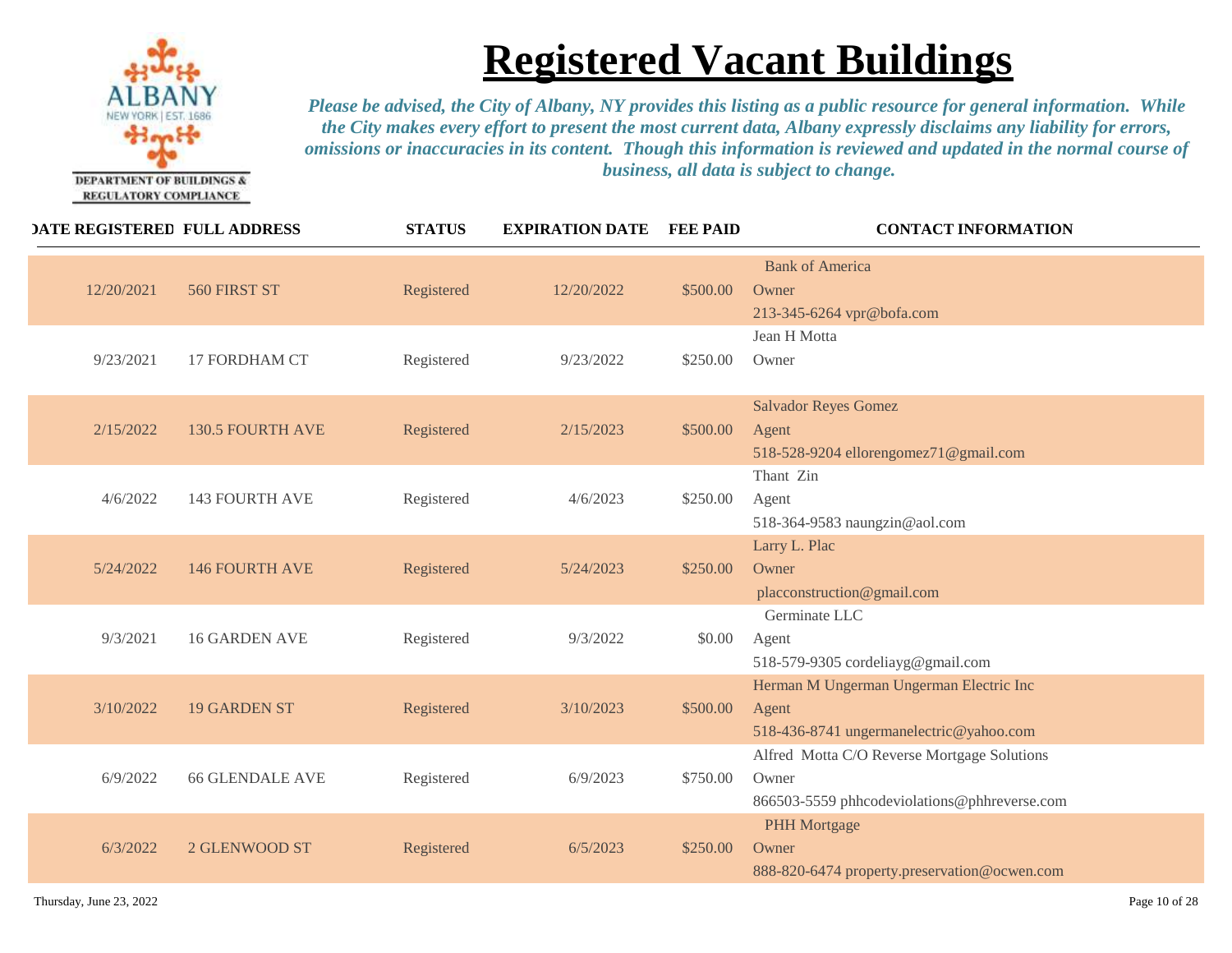DEPARTMENT OF BUILDINGS & REGULATORY COMPLIANCE

# Registered Vacant Buildings

*Please be advised, the City of Albany, NY provides this listing as a public resource for general information. While the City makes every effort to present the most current data, Albany expressly disclaims any liability for errors, omissions or inaccuracies in its content. Though this information is reviewed and updated in the normal course of business, all data is subject to change.*

| DATE REGISTERED | FULL ADDRESS | STATUS | EXPIRATION DATE | FEE PAID | CONTACT INFORMATION |
|---|---|---|---|---|---|
| 12/20/2021 | 560 FIRST ST | Registered | 12/20/2022 | $500.00 | Bank of America<br>Owner<br>213-345-6264 vpr@bofa.com |
| 9/23/2021 | 17 FORDHAM CT | Registered | 9/23/2022 | $250.00 | Jean H Motta<br>Owner |
| 2/15/2022 | 130.5 FOURTH AVE | Registered | 2/15/2023 | $500.00 | Salvador Reyes Gomez<br>Agent<br>518-528-9204 ellorengomez71@gmail.com |
| 4/6/2022 | 143 FOURTH AVE | Registered | 4/6/2023 | $250.00 | Thant Zin<br>Agent<br>518-364-9583 naungzin@aol.com |
| 5/24/2022 | 146 FOURTH AVE | Registered | 5/24/2023 | $250.00 | Larry L. Plac<br>Owner<br>placconstruction@gmail.com |
| 9/3/2021 | 16 GARDEN AVE | Registered | 9/3/2022 | $0.00 | Germinate LLC<br>Agent<br>518-579-9305 cordeliayg@gmail.com |
| 3/10/2022 | 19 GARDEN ST | Registered | 3/10/2023 | $500.00 | Herman M Ungerman Ungerman Electric Inc<br>Agent<br>518-436-8741 ungermanelectric@yahoo.com |
| 6/9/2022 | 66 GLENDALE AVE | Registered | 6/9/2023 | $750.00 | Alfred Motta C/O Reverse Mortgage Solutions<br>Owner<br>866503-5559 phhcodeviolations@phhreverse.com |
| 6/3/2022 | 2 GLENWOOD ST | Registered | 6/5/2023 | $250.00 | PHH Mortgage<br>Owner<br>888-820-6474 property.preservation@ocwen.com |

Thursday, June 23, 2022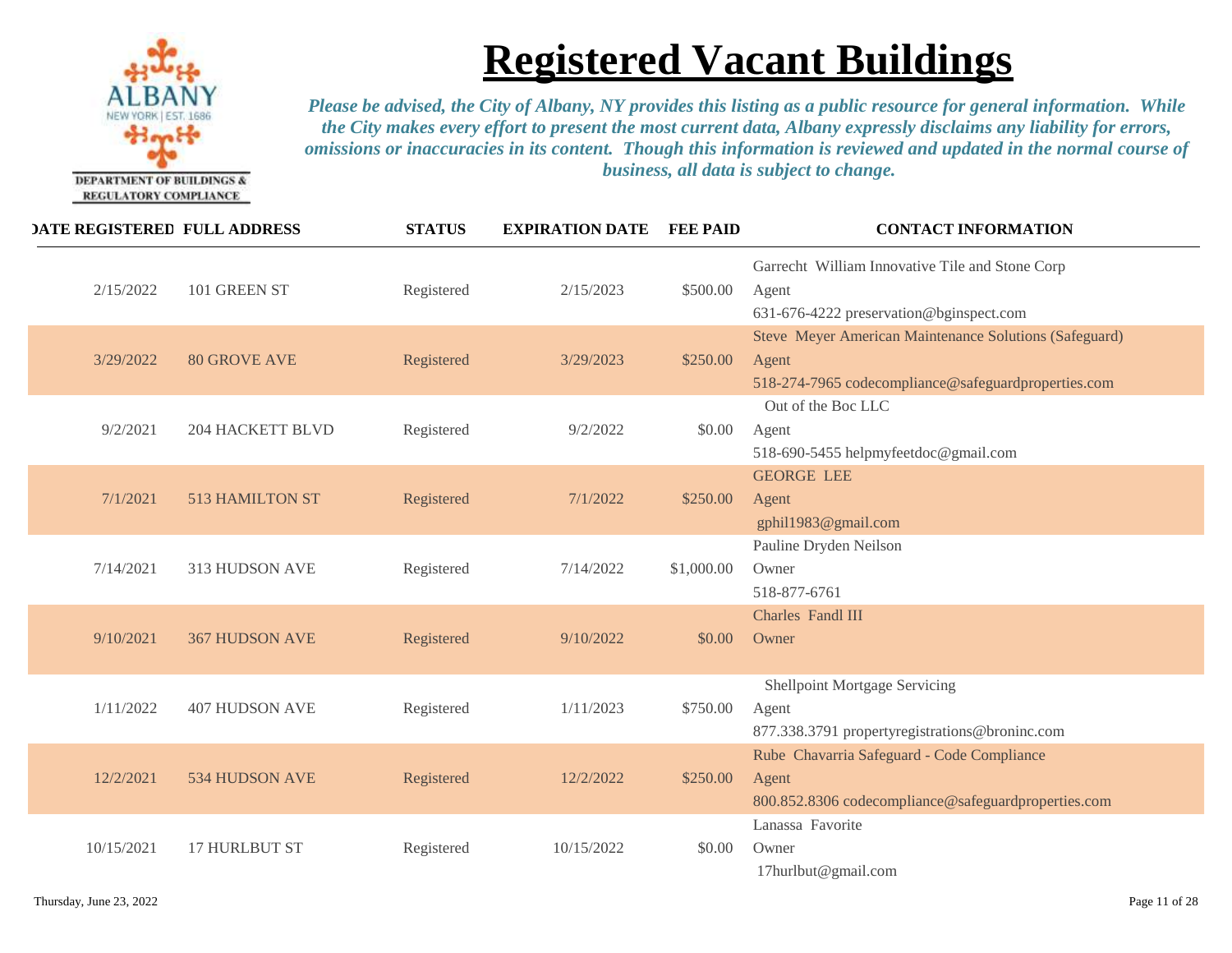DEPARTMENT OF BUILDINGS & REGULATORY COMPLIANCE

# Registered Vacant Buildings

*Please be advised, the City of Albany, NY provides this listing as a public resource for general information. While the City makes every effort to present the most current data, Albany expressly disclaims any liability for errors, omissions or inaccuracies in its content. Though this information is reviewed and updated in the normal course of business, all data is subject to change.*

| DATE REGISTERED | FULL ADDRESS | STATUS | EXPIRATION DATE | FEE PAID | CONTACT INFORMATION |
|---|---|---|---|---|---|
| 2/15/2022 | 101 GREEN ST | Registered | 2/15/2023 | $500.00 | Garrecht William Innovative Tile and Stone Corp<br>Agent<br>631-676-4222 preservation@bginspect.com |
| 3/29/2022 | 80 GROVE AVE | Registered | 3/29/2023 | $250.00 | Steve Meyer American Maintenance Solutions (Safeguard)<br>Agent<br>518-274-7965 codecompliance@safeguardproperties.com |
| 9/2/2021 | 204 HACKETT BLVD | Registered | 9/2/2022 | $0.00 | Out of the Boc LLC<br>Agent<br>518-690-5455 helpmyfeetdoc@gmail.com |
| 7/1/2021 | 513 HAMILTON ST | Registered | 7/1/2022 | $250.00 | GEORGE LEE<br>Agent<br>gphil1983@gmail.com |
| 7/14/2021 | 313 HUDSON AVE | Registered | 7/14/2022 | $1,000.00 | Pauline Dryden Neilson<br>Owner<br>518-877-6761 |
| 9/10/2021 | 367 HUDSON AVE | Registered | 9/10/2022 | $0.00 | Charles Fandl III<br>Owner |
| 1/11/2022 | 407 HUDSON AVE | Registered | 1/11/2023 | $750.00 | Shellpoint Mortgage Servicing<br>Agent<br>877.338.3791 propertyregistrations@broninc.com |
| 12/2/2021 | 534 HUDSON AVE | Registered | 12/2/2022 | $250.00 | Rube Chavarria Safeguard - Code Compliance<br>Agent<br>800.852.8306 codecompliance@safeguardproperties.com |
| 10/15/2021 | 17 HURLBUT ST | Registered | 10/15/2022 | $0.00 | Lanassa Favorite<br>Owner<br>17hurlbut@gmail.com |

Thursday, June 23, 2022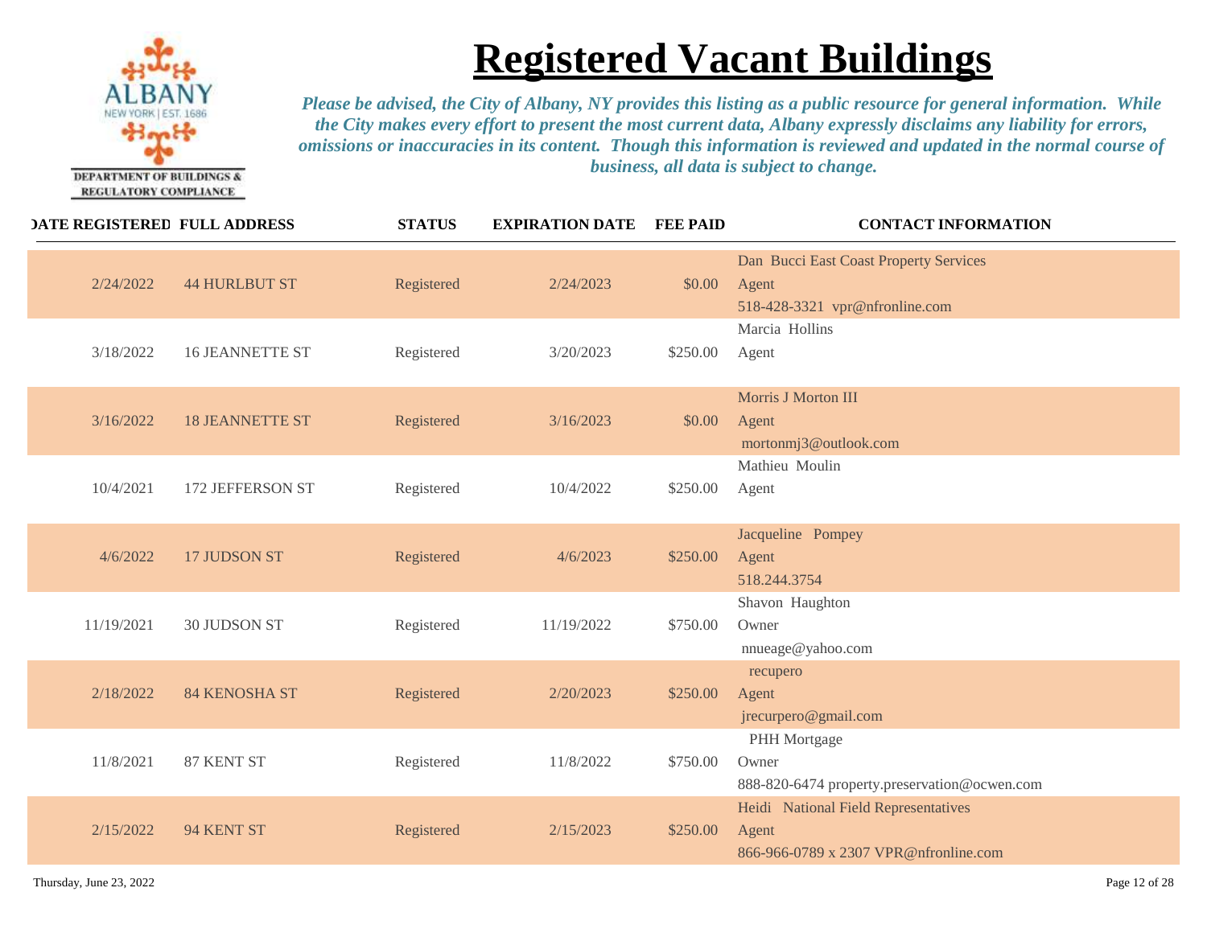DEPARTMENT OF BUILDINGS & REGULATORY COMPLIANCE

# Registered Vacant Buildings

*Please be advised, the City of Albany, NY provides this listing as a public resource for general information. While the City makes every effort to present the most current data, Albany expressly disclaims any liability for errors, omissions or inaccuracies in its content. Though this information is reviewed and updated in the normal course of business, all data is subject to change.*

| DATE REGISTERED | FULL ADDRESS | STATUS | EXPIRATION DATE | FEE PAID | CONTACT INFORMATION |
|---|---|---|---|---|---|
| 2/24/2022 | 44 HURLBUT ST | Registered | 2/24/2023 | $0.00 | Dan Bucci East Coast Property Services<br>Agent<br>518-428-3321 vpr@nfronline.com |
| 3/18/2022 | 16 JEANNETTE ST | Registered | 3/20/2023 | $250.00 | Marcia Hollins<br>Agent |
| 3/16/2022 | 18 JEANNETTE ST | Registered | 3/16/2023 | $0.00 | Morris J Morton III<br>Agent<br>mortonmj3@outlook.com |
| 10/4/2021 | 172 JEFFERSON ST | Registered | 10/4/2022 | $250.00 | Mathieu Moulin<br>Agent |
| 4/6/2022 | 17 JUDSON ST | Registered | 4/6/2023 | $250.00 | Jacqueline Pompey<br>Agent<br>518.244.3754 |
| 11/19/2021 | 30 JUDSON ST | Registered | 11/19/2022 | $750.00 | Shavon Haughton<br>Owner<br>nnueage@yahoo.com |
| 2/18/2022 | 84 KENOSHA ST | Registered | 2/20/2023 | $250.00 | recupero<br>Agent<br>jrecurpero@gmail.com |
| 11/8/2021 | 87 KENT ST | Registered | 11/8/2022 | $750.00 | PHH Mortgage<br>Owner<br>888-820-6474 property.preservation@ocwen.com |
| 2/15/2022 | 94 KENT ST | Registered | 2/15/2023 | $250.00 | Heidi National Field Representatives<br>Agent<br>866-966-0789 x 2307 VPR@nfronline.com |

Thursday, June 23, 2022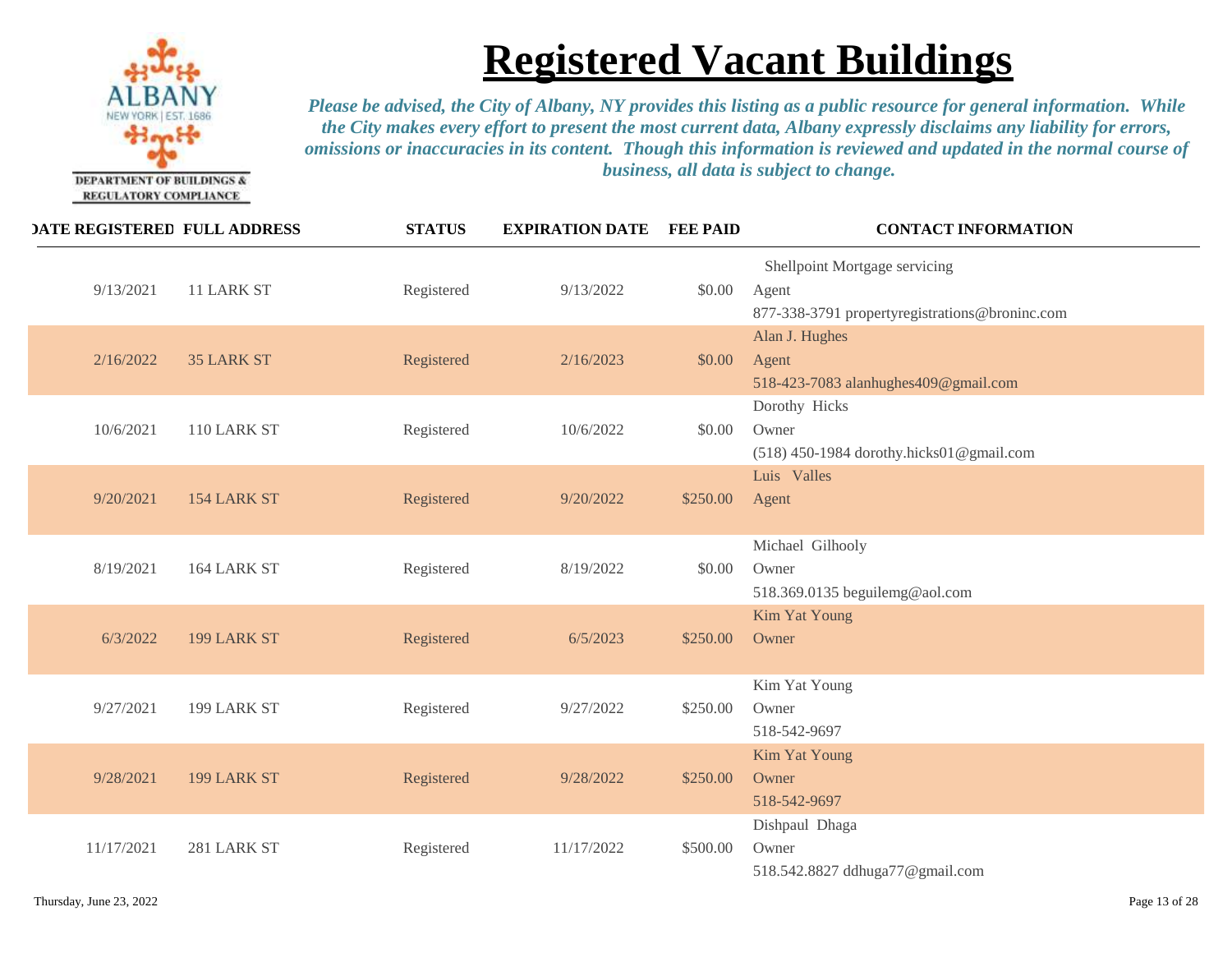DEPARTMENT OF BUILDINGS & REGULATORY COMPLIANCE

# Registered Vacant Buildings

*Please be advised, the City of Albany, NY provides this listing as a public resource for general information. While the City makes every effort to present the most current data, Albany expressly disclaims any liability for errors, omissions or inaccuracies in its content. Though this information is reviewed and updated in the normal course of business, all data is subject to change.*

| DATE REGISTERED | FULL ADDRESS | STATUS | EXPIRATION DATE | FEE PAID | CONTACT INFORMATION |
|---|---|---|---|---|---|
| 9/13/2021 | 11 LARK ST | Registered | 9/13/2022 | $0.00 | Shellpoint Mortgage servicing<br>Agent<br>877-338-3791 propertyregistrations@broninc.com |
| 2/16/2022 | 35 LARK ST | Registered | 2/16/2023 | $0.00 | Alan J. Hughes<br>Agent<br>518-423-7083 alanhughes409@gmail.com |
| 10/6/2021 | 110 LARK ST | Registered | 10/6/2022 | $0.00 | Dorothy Hicks<br>Owner<br>(518) 450-1984 dorothy.hicks01@gmail.com |
| 9/20/2021 | 154 LARK ST | Registered | 9/20/2022 | $250.00 | Luis Valles<br>Agent |
| 8/19/2021 | 164 LARK ST | Registered | 8/19/2022 | $0.00 | Michael Gilhooly<br>Owner<br>518.369.0135 beguilemg@aol.com |
| 6/3/2022 | 199 LARK ST | Registered | 6/5/2023 | $250.00 | Kim Yat Young<br>Owner |
| 9/27/2021 | 199 LARK ST | Registered | 9/27/2022 | $250.00 | Kim Yat Young<br>Owner<br>518-542-9697 |
| 9/28/2021 | 199 LARK ST | Registered | 9/28/2022 | $250.00 | Kim Yat Young<br>Owner<br>518-542-9697 |
| 11/17/2021 | 281 LARK ST | Registered | 11/17/2022 | $500.00 | Dishpaul Dhaga<br>Owner<br>518.542.8827 ddhuga77@gmail.com |

Thursday, June 23, 2022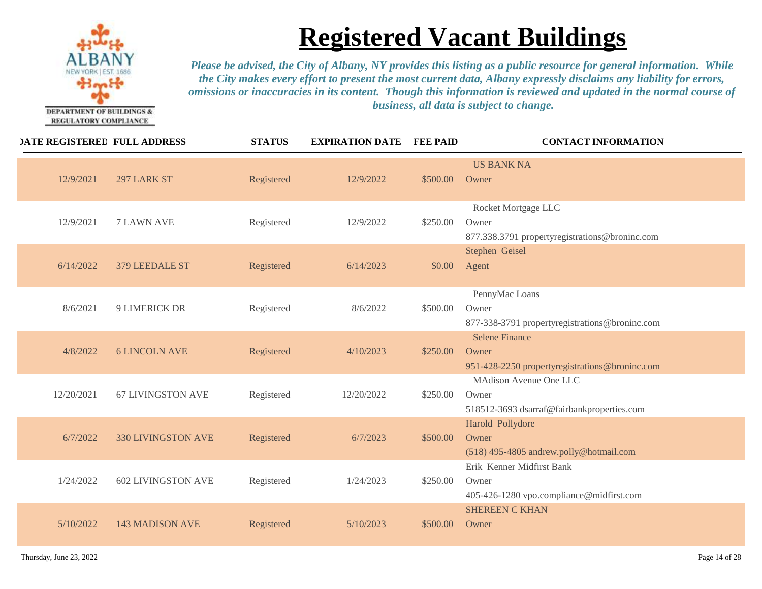DEPARTMENT OF BUILDINGS & REGULATORY COMPLIANCE

# Registered Vacant Buildings

*Please be advised, the City of Albany, NY provides this listing as a public resource for general information. While the City makes every effort to present the most current data, Albany expressly disclaims any liability for errors, omissions or inaccuracies in its content. Though this information is reviewed and updated in the normal course of business, all data is subject to change.*

| DATE REGISTERED | FULL ADDRESS | STATUS | EXPIRATION DATE | FEE PAID | CONTACT INFORMATION |
|---|---|---|---|---|---|
| 12/9/2021 | 297 LARK ST | Registered | 12/9/2022 | $500.00 | US BANK NA<br>Owner |
| 12/9/2021 | 7 LAWN AVE | Registered | 12/9/2022 | $250.00 | Rocket Mortgage LLC<br>Owner<br>877.338.3791 propertyregistrations@broninc.com |
| 6/14/2022 | 379 LEEDALE ST | Registered | 6/14/2023 | $0.00 | Stephen Geisel<br>Agent |
| 8/6/2021 | 9 LIMERICK DR | Registered | 8/6/2022 | $500.00 | PennyMac Loans<br>Owner<br>877-338-3791 propertyregistrations@broninc.com |
| 4/8/2022 | 6 LINCOLN AVE | Registered | 4/10/2023 | $250.00 | Selene Finance<br>Owner<br>951-428-2250 propertyregistrations@broninc.com |
| 12/20/2021 | 67 LIVINGSTON AVE | Registered | 12/20/2022 | $250.00 | MAdison Avenue One LLC<br>Owner<br>518512-3693 dsarraf@fairbankproperties.com |
| 6/7/2022 | 330 LIVINGSTON AVE | Registered | 6/7/2023 | $500.00 | Harold Pollydore<br>Owner<br>(518) 495-4805 andrew.polly@hotmail.com |
| 1/24/2022 | 602 LIVINGSTON AVE | Registered | 1/24/2023 | $250.00 | Erik Kenner Midfirst Bank<br>Owner<br>405-426-1280 vpo.compliance@midfirst.com |
| 5/10/2022 | 143 MADISON AVE | Registered | 5/10/2023 | $500.00 | SHEREEN C KHAN<br>Owner |

Thursday, June 23, 2022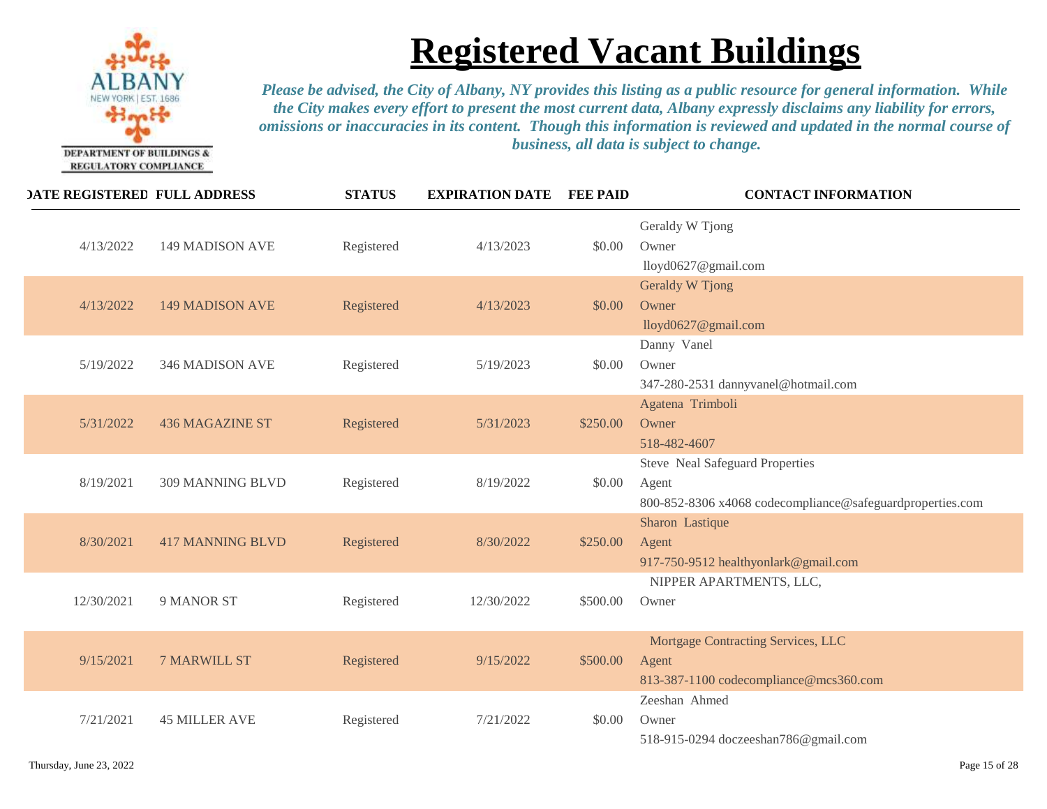DEPARTMENT OF BUILDINGS & REGULATORY COMPLIANCE

# Registered Vacant Buildings

*Please be advised, the City of Albany, NY provides this listing as a public resource for general information. While the City makes every effort to present the most current data, Albany expressly disclaims any liability for errors, omissions or inaccuracies in its content. Though this information is reviewed and updated in the normal course of business, all data is subject to change.*

| DATE REGISTERED | FULL ADDRESS | STATUS | EXPIRATION DATE | FEE PAID | CONTACT INFORMATION |
|---|---|---|---|---|---|
| 4/13/2022 | 149 MADISON AVE | Registered | 4/13/2023 | $0.00 | Geraldy W Tjong<br>Owner<br>lloyd0627@gmail.com |
| 4/13/2022 | 149 MADISON AVE | Registered | 4/13/2023 | $0.00 | Geraldy W Tjong<br>Owner<br>lloyd0627@gmail.com |
| 5/19/2022 | 346 MADISON AVE | Registered | 5/19/2023 | $0.00 | Danny Vanel<br>Owner<br>347-280-2531 dannyvanel@hotmail.com |
| 5/31/2022 | 436 MAGAZINE ST | Registered | 5/31/2023 | $250.00 | Agatena Trimboli<br>Owner<br>518-482-4607 |
| 8/19/2021 | 309 MANNING BLVD | Registered | 8/19/2022 | $0.00 | Steve Neal Safeguard Properties<br>Agent<br>800-852-8306 x4068 codecompliance@safeguardproperties.com |
| 8/30/2021 | 417 MANNING BLVD | Registered | 8/30/2022 | $250.00 | Sharon Lastique<br>Agent<br>917-750-9512 healthyonlark@gmail.com |
| 12/30/2021 | 9 MANOR ST | Registered | 12/30/2022 | $500.00 | NIPPER APARTMENTS, LLC,<br>Owner |
| 9/15/2021 | 7 MARWILL ST | Registered | 9/15/2022 | $500.00 | Mortgage Contracting Services, LLC<br>Agent<br>813-387-1100 codecompliance@mcs360.com |
| 7/21/2021 | 45 MILLER AVE | Registered | 7/21/2022 | $0.00 | Zeeshan Ahmed<br>Owner<br>518-915-0294 doczeeshan786@gmail.com |

Thursday, June 23, 2022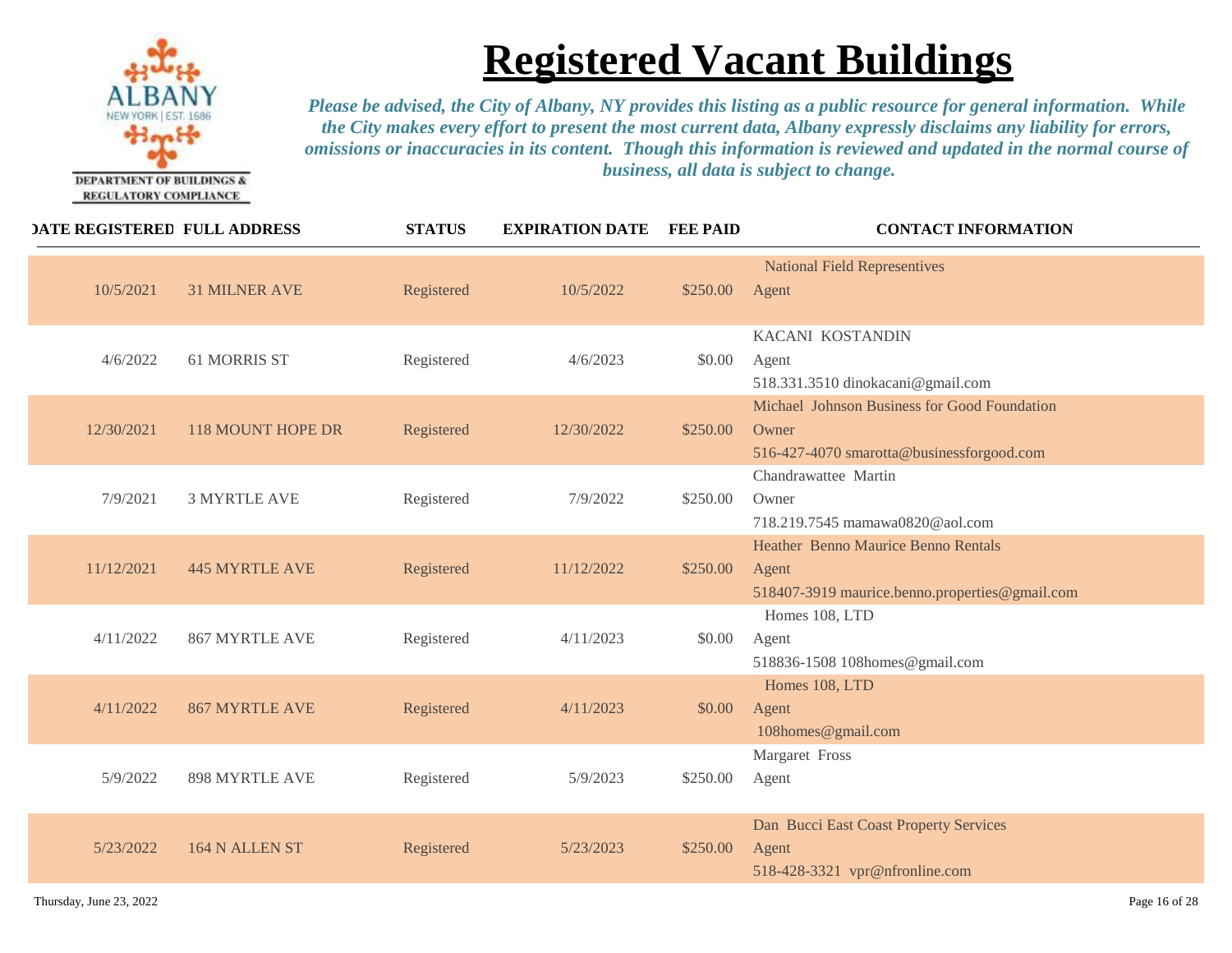DEPARTMENT OF BUILDINGS & REGULATORY COMPLIANCE

# Registered Vacant Buildings

*Please be advised, the City of Albany, NY provides this listing as a public resource for general information. While the City makes every effort to present the most current data, Albany expressly disclaims any liability for errors, omissions or inaccuracies in its content. Though this information is reviewed and updated in the normal course of business, all data is subject to change.*

| DATE REGISTERED | FULL ADDRESS | STATUS | EXPIRATION DATE | FEE PAID | CONTACT INFORMATION |
|---|---|---|---|---|---|
| 10/5/2021 | 31 MILNER AVE | Registered | 10/5/2022 | $250.00 | National Field Representives<br>Agent |
| 4/6/2022 | 61 MORRIS ST | Registered | 4/6/2023 | $0.00 | KACANI KOSTANDIN<br>Agent<br>518.331.3510 dinokacani@gmail.com |
| 12/30/2021 | 118 MOUNT HOPE DR | Registered | 12/30/2022 | $250.00 | Michael Johnson Business for Good Foundation<br>Owner<br>516-427-4070 smarotta@businessforgood.com |
| 7/9/2021 | 3 MYRTLE AVE | Registered | 7/9/2022 | $250.00 | Chandrawattee Martin<br>Owner<br>718.219.7545 mamawa0820@aol.com |
| 11/12/2021 | 445 MYRTLE AVE | Registered | 11/12/2022 | $250.00 | Heather Benno Maurice Benno Rentals<br>Agent<br>518407-3919 maurice.benno.properties@gmail.com |
| 4/11/2022 | 867 MYRTLE AVE | Registered | 4/11/2023 | $0.00 | Homes 108, LTD<br>Agent<br>518836-1508 108homes@gmail.com |
| 4/11/2022 | 867 MYRTLE AVE | Registered | 4/11/2023 | $0.00 | Homes 108, LTD<br>Agent<br>108homes@gmail.com |
| 5/9/2022 | 898 MYRTLE AVE | Registered | 5/9/2023 | $250.00 | Margaret Fross<br>Agent |
| 5/23/2022 | 164 N ALLEN ST | Registered | 5/23/2023 | $250.00 | Dan Bucci East Coast Property Services<br>Agent<br>518-428-3321 vpr@nfronline.com |

Thursday, June 23, 2022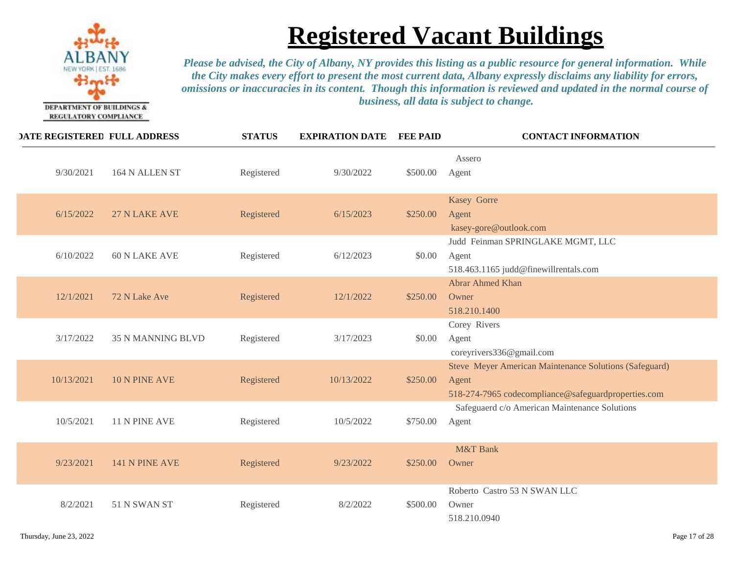# Registered Vacant Buildings

*Please be advised, the City of Albany, NY provides this listing as a public resource for general information. While the City makes every effort to present the most current data, Albany expressly disclaims any liability for errors, omissions or inaccuracies in its content. Though this information is reviewed and updated in the normal course of business, all data is subject to change.*

DEPARTMENT OF BUILDINGS & REGULATORY COMPLIANCE

| DATE REGISTERED | FULL ADDRESS | STATUS | EXPIRATION DATE | FEE PAID | CONTACT INFORMATION |
|---|---|---|---|---|---|
| 9/30/2021 | 164 N ALLEN ST | Registered | 9/30/2022 | $500.00 | Assero<br>Agent |
| 6/15/2022 | 27 N LAKE AVE | Registered | 6/15/2023 | $250.00 | Kasey Gorre<br>Agent<br>kasey-gore@outlook.com |
| 6/10/2022 | 60 N LAKE AVE | Registered | 6/12/2023 | $0.00 | Judd Feinman SPRINGLAKE MGMT, LLC<br>Agent<br>518.463.1165 judd@finewillrentals.com |
| 12/1/2021 | 72 N Lake Ave | Registered | 12/1/2022 | $250.00 | Abrar Ahmed Khan<br>Owner<br>518.210.1400 |
| 3/17/2022 | 35 N MANNING BLVD | Registered | 3/17/2023 | $0.00 | Corey Rivers<br>Agent<br>coreyrivers336@gmail.com |
| 10/13/2021 | 10 N PINE AVE | Registered | 10/13/2022 | $250.00 | Steve Meyer American Maintenance Solutions (Safeguard)<br>Agent<br>518-274-7965 codecompliance@safeguardproperties.com |
| 10/5/2021 | 11 N PINE AVE | Registered | 10/5/2022 | $750.00 | Safeguaerd c/o American Maintenance Solutions<br>Agent |
| 9/23/2021 | 141 N PINE AVE | Registered | 9/23/2022 | $250.00 | M&T Bank<br>Owner |
| 8/2/2021 | 51 N SWAN ST | Registered | 8/2/2022 | $500.00 | Roberto Castro 53 N SWAN LLC<br>Owner<br>518.210.0940 |

Thursday, June 23, 2022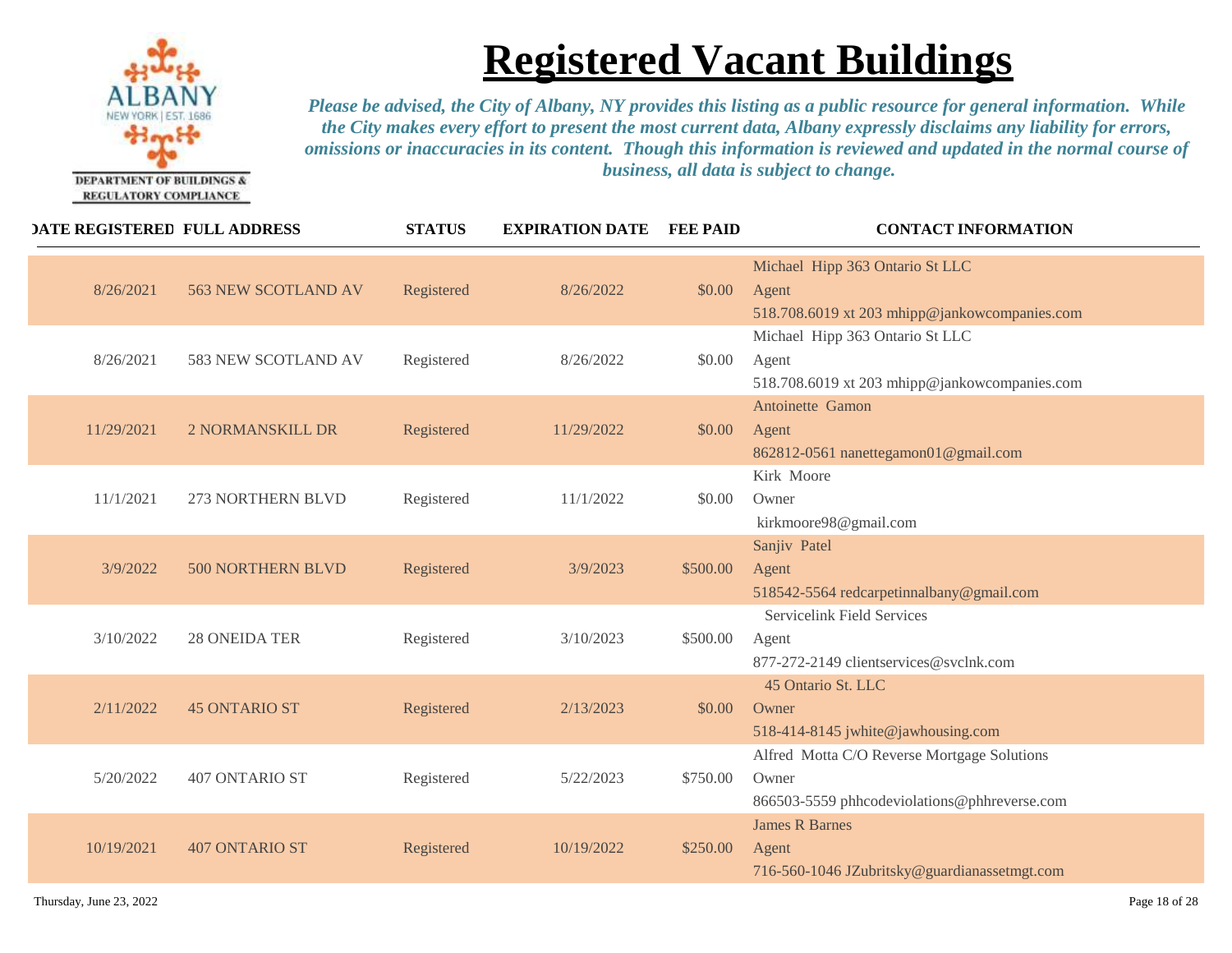DEPARTMENT OF BUILDINGS & REGULATORY COMPLIANCE

# Registered Vacant Buildings

*Please be advised, the City of Albany, NY provides this listing as a public resource for general information. While the City makes every effort to present the most current data, Albany expressly disclaims any liability for errors, omissions or inaccuracies in its content. Though this information is reviewed and updated in the normal course of business, all data is subject to change.*

| DATE REGISTERED | FULL ADDRESS | STATUS | EXPIRATION DATE | FEE PAID | CONTACT INFORMATION |
|---|---|---|---|---|---|
| 8/26/2021 | 563 NEW SCOTLAND AV | Registered | 8/26/2022 | $0.00 | Michael Hipp 363 Ontario St LLC<br>Agent<br>518.708.6019 xt 203 mhipp@jankowcompanies.com |
| 8/26/2021 | 583 NEW SCOTLAND AV | Registered | 8/26/2022 | $0.00 | Michael Hipp 363 Ontario St LLC<br>Agent<br>518.708.6019 xt 203 mhipp@jankowcompanies.com |
| 11/29/2021 | 2 NORMANSKILL DR | Registered | 11/29/2022 | $0.00 | Antoinette Gamon<br>Agent<br>862812-0561 nanettegamon01@gmail.com |
| 11/1/2021 | 273 NORTHERN BLVD | Registered | 11/1/2022 | $0.00 | Kirk Moore<br>Owner<br>kirkmoore98@gmail.com |
| 3/9/2022 | 500 NORTHERN BLVD | Registered | 3/9/2023 | $500.00 | Sanjiv Patel<br>Agent<br>518542-5564 redcarpetinnalbany@gmail.com |
| 3/10/2022 | 28 ONEIDA TER | Registered | 3/10/2023 | $500.00 | Servicelink Field Services<br>Agent<br>877-272-2149 clientservices@svclnk.com |
| 2/11/2022 | 45 ONTARIO ST | Registered | 2/13/2023 | $0.00 | 45 Ontario St. LLC<br>Owner<br>518-414-8145 jwhite@jawhousing.com |
| 5/20/2022 | 407 ONTARIO ST | Registered | 5/22/2023 | $750.00 | Alfred Motta C/O Reverse Mortgage Solutions<br>Owner<br>866503-5559 phhcodeviolations@phhreverse.com |
| 10/19/2021 | 407 ONTARIO ST | Registered | 10/19/2022 | $250.00 | James R Barnes<br>Agent<br>716-560-1046 JZubritsky@guardianassetmgt.com |

Thursday, June 23, 2022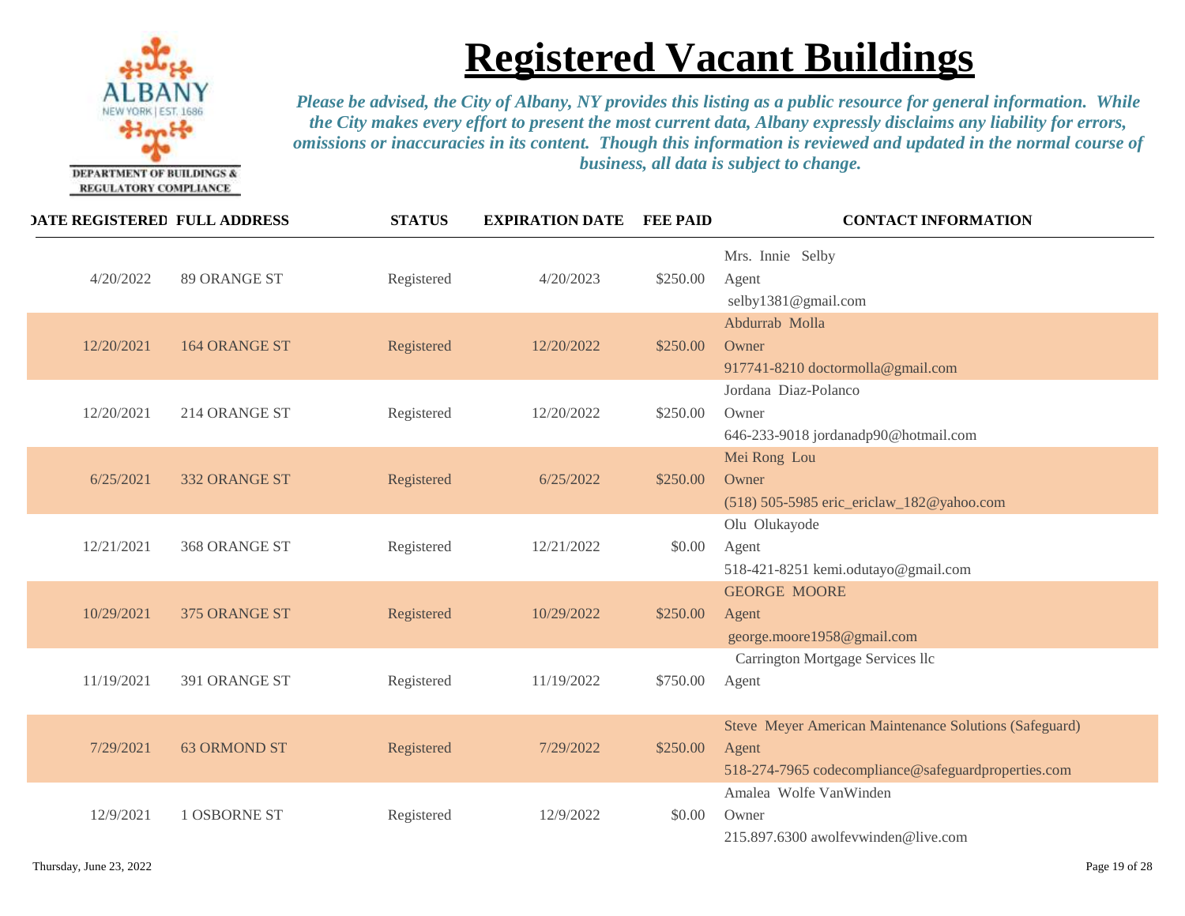DEPARTMENT OF BUILDINGS & REGULATORY COMPLIANCE

# Registered Vacant Buildings

*Please be advised, the City of Albany, NY provides this listing as a public resource for general information. While the City makes every effort to present the most current data, Albany expressly disclaims any liability for errors, omissions or inaccuracies in its content. Though this information is reviewed and updated in the normal course of business, all data is subject to change.*

| DATE REGISTERED | FULL ADDRESS | STATUS | EXPIRATION DATE | FEE PAID | CONTACT INFORMATION |
|---|---|---|---|---|---|
| 4/20/2022 | 89 ORANGE ST | Registered | 4/20/2023 | $250.00 | Mrs. Innie Selby<br>Agent<br>selby1381@gmail.com |
| 12/20/2021 | 164 ORANGE ST | Registered | 12/20/2022 | $250.00 | Abdurrab Molla<br>Owner<br>917741-8210 doctormolla@gmail.com |
| 12/20/2021 | 214 ORANGE ST | Registered | 12/20/2022 | $250.00 | Jordana Diaz-Polanco<br>Owner<br>646-233-9018 jordanadp90@hotmail.com |
| 6/25/2021 | 332 ORANGE ST | Registered | 6/25/2022 | $250.00 | Mei Rong Lou<br>Owner<br>(518) 505-5985 eric_ericlaw_182@yahoo.com |
| 12/21/2021 | 368 ORANGE ST | Registered | 12/21/2022 | $0.00 | Olu Olukayode<br>Agent<br>518-421-8251 kemi.odutayo@gmail.com |
| 10/29/2021 | 375 ORANGE ST | Registered | 10/29/2022 | $250.00 | GEORGE MOORE<br>Agent<br>george.moore1958@gmail.com |
| 11/19/2021 | 391 ORANGE ST | Registered | 11/19/2022 | $750.00 | Carrington Mortgage Services llc<br>Agent |
| 7/29/2021 | 63 ORMOND ST | Registered | 7/29/2022 | $250.00 | Steve Meyer American Maintenance Solutions (Safeguard)<br>Agent<br>518-274-7965 codecompliance@safeguardproperties.com |
| 12/9/2021 | 1 OSBORNE ST | Registered | 12/9/2022 | $0.00 | Amalea Wolfe VanWinden<br>Owner<br>215.897.6300 awolfevwinden@live.com |

Thursday, June 23, 2022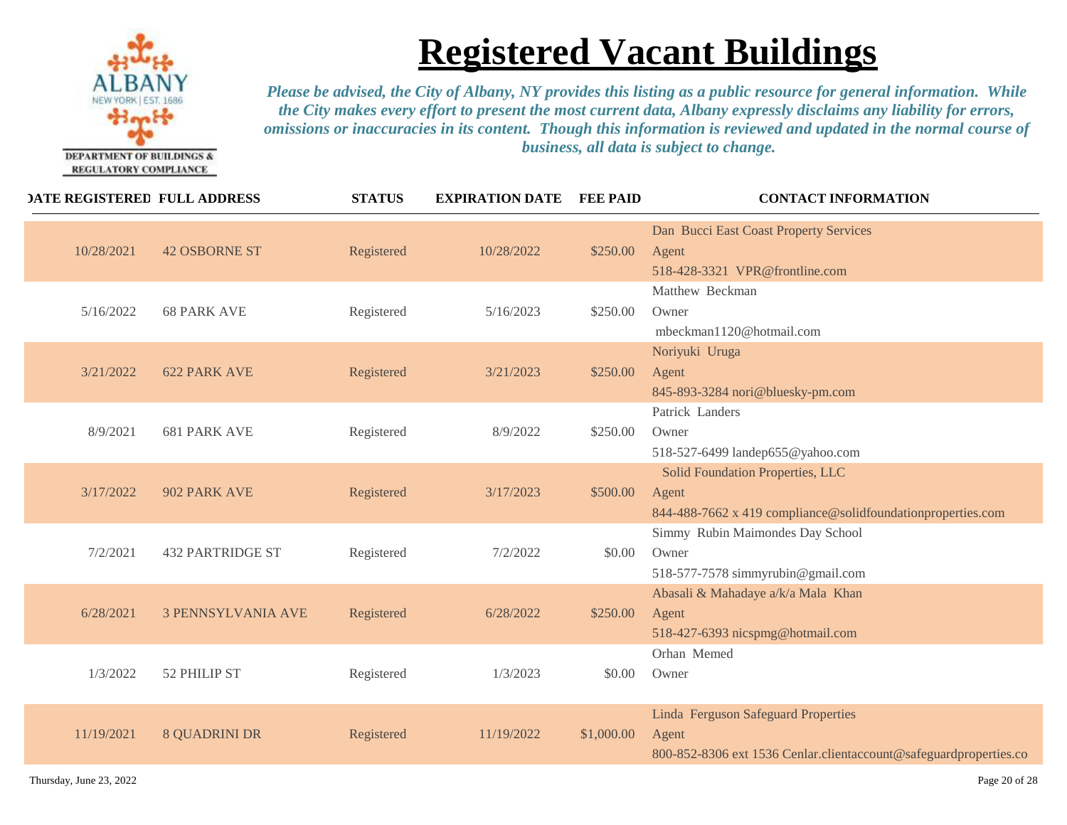DEPARTMENT OF BUILDINGS & REGULATORY COMPLIANCE

# Registered Vacant Buildings

*Please be advised, the City of Albany, NY provides this listing as a public resource for general information. While the City makes every effort to present the most current data, Albany expressly disclaims any liability for errors, omissions or inaccuracies in its content. Though this information is reviewed and updated in the normal course of business, all data is subject to change.*

| DATE REGISTERED | FULL ADDRESS | STATUS | EXPIRATION DATE | FEE PAID | CONTACT INFORMATION |
|---|---|---|---|---|---|
| 10/28/2021 | 42 OSBORNE ST | Registered | 10/28/2022 | $250.00 | Dan Bucci East Coast Property Services<br>Agent<br>518-428-3321 VPR@frontline.com |
| 5/16/2022 | 68 PARK AVE | Registered | 5/16/2023 | $250.00 | Matthew Beckman<br>Owner<br>mbeckman1120@hotmail.com |
| 3/21/2022 | 622 PARK AVE | Registered | 3/21/2023 | $250.00 | Noriyuki Uruga<br>Agent<br>845-893-3284 nori@bluesky-pm.com |
| 8/9/2021 | 681 PARK AVE | Registered | 8/9/2022 | $250.00 | Patrick Landers<br>Owner<br>518-527-6499 landep655@yahoo.com |
| 3/17/2022 | 902 PARK AVE | Registered | 3/17/2023 | $500.00 | Solid Foundation Properties, LLC<br>Agent<br>844-488-7662 x 419 compliance@solidfoundationproperties.com |
| 7/2/2021 | 432 PARTRIDGE ST | Registered | 7/2/2022 | $0.00 | Simmy Rubin Maimondes Day School<br>Owner<br>518-577-7578 simmyrubin@gmail.com |
| 6/28/2021 | 3 PENNSYLVANIA AVE | Registered | 6/28/2022 | $250.00 | Abasali & Mahadaye a/k/a Mala Khan<br>Agent<br>518-427-6393 nicspmg@hotmail.com |
| 1/3/2022 | 52 PHILIP ST | Registered | 1/3/2023 | $0.00 | Orhan Memed<br>Owner |
| 11/19/2021 | 8 QUADRINI DR | Registered | 11/19/2022 | $1,000.00 | Linda Ferguson Safeguard Properties<br>Agent<br>800-852-8306 ext 1536 Cenlar.clientaccount@safeguardproperties.co |

Thursday, June 23, 2022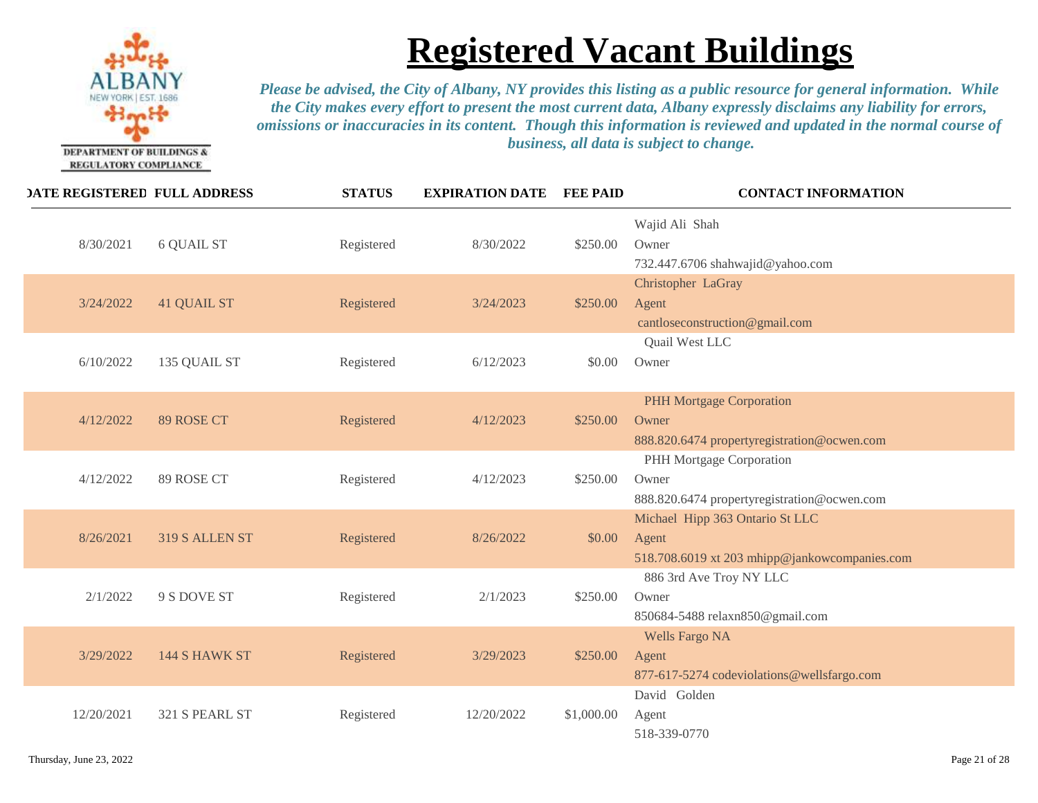DEPARTMENT OF BUILDINGS & REGULATORY COMPLIANCE

# Registered Vacant Buildings

*Please be advised, the City of Albany, NY provides this listing as a public resource for general information. While the City makes every effort to present the most current data, Albany expressly disclaims any liability for errors, omissions or inaccuracies in its content. Though this information is reviewed and updated in the normal course of business, all data is subject to change.*

| DATE REGISTERED | FULL ADDRESS | STATUS | EXPIRATION DATE | FEE PAID | CONTACT INFORMATION |
|---|---|---|---|---|---|
| 8/30/2021 | 6 QUAIL ST | Registered | 8/30/2022 | $250.00 | Wajid Ali Shah<br>Owner<br>732.447.6706 shahwajid@yahoo.com |
| 3/24/2022 | 41 QUAIL ST | Registered | 3/24/2023 | $250.00 | Christopher LaGray<br>Agent<br>cantloseconstruction@gmail.com |
| 6/10/2022 | 135 QUAIL ST | Registered | 6/12/2023 | $0.00 | Quail West LLC<br>Owner |
| 4/12/2022 | 89 ROSE CT | Registered | 4/12/2023 | $250.00 | PHH Mortgage Corporation<br>Owner<br>888.820.6474 propertyregistration@ocwen.com |
| 4/12/2022 | 89 ROSE CT | Registered | 4/12/2023 | $250.00 | PHH Mortgage Corporation<br>Owner<br>888.820.6474 propertyregistration@ocwen.com |
| 8/26/2021 | 319 S ALLEN ST | Registered | 8/26/2022 | $0.00 | Michael Hipp 363 Ontario St LLC<br>Agent<br>518.708.6019 xt 203 mhipp@jankowcompanies.com |
| 2/1/2022 | 9 S DOVE ST | Registered | 2/1/2023 | $250.00 | 886 3rd Ave Troy NY LLC<br>Owner<br>850684-5488 relaxn850@gmail.com |
| 3/29/2022 | 144 S HAWK ST | Registered | 3/29/2023 | $250.00 | Wells Fargo NA<br>Agent<br>877-617-5274 codeviolations@wellsfargo.com |
| 12/20/2021 | 321 S PEARL ST | Registered | 12/20/2022 | $1,000.00 | David Golden<br>Agent<br>518-339-0770 |

Thursday, June 23, 2022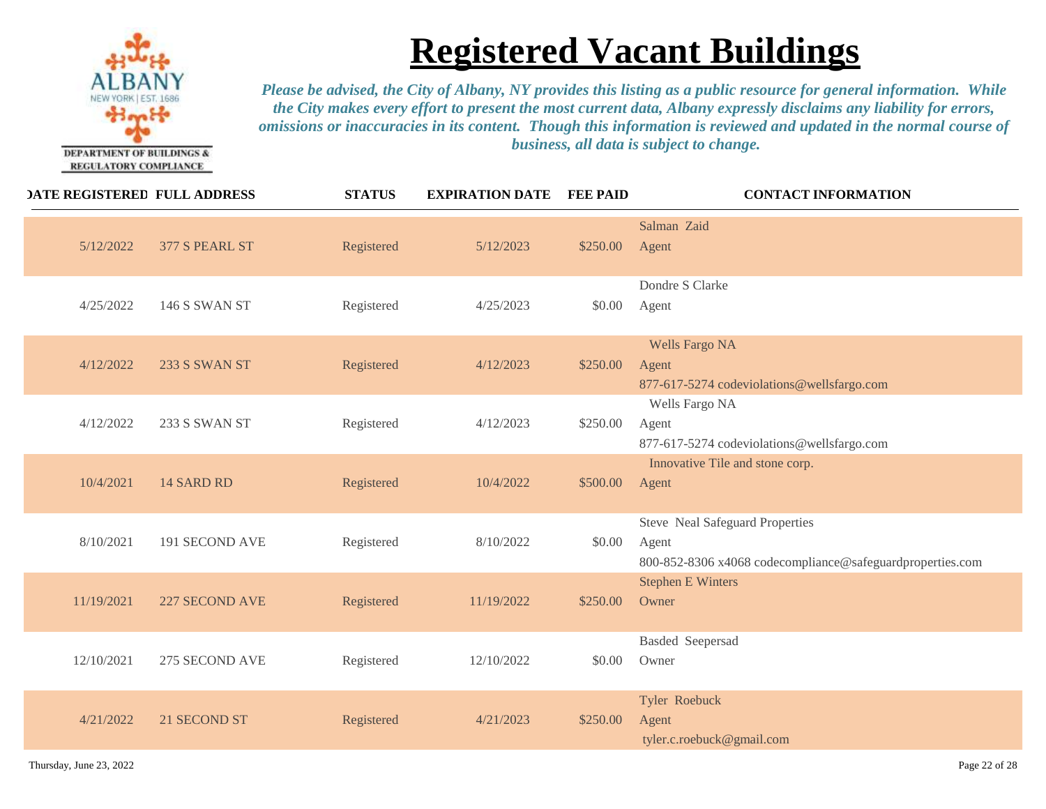# Registered Vacant Buildings

DEPARTMENT OF BUILDINGS & REGULATORY COMPLIANCE

*Please be advised, the City of Albany, NY provides this listing as a public resource for general information. While the City makes every effort to present the most current data, Albany expressly disclaims any liability for errors, omissions or inaccuracies in its content. Though this information is reviewed and updated in the normal course of business, all data is subject to change.*

| DATE REGISTERED | FULL ADDRESS | STATUS | EXPIRATION DATE | FEE PAID | CONTACT INFORMATION |
|---|---|---|---|---|---|
| 5/12/2022 | 377 S PEARL ST | Registered | 5/12/2023 | $250.00 | Salman Zaid<br>Agent |
| 4/25/2022 | 146 S SWAN ST | Registered | 4/25/2023 | $0.00 | Dondre S Clarke<br>Agent |
| 4/12/2022 | 233 S SWAN ST | Registered | 4/12/2023 | $250.00 | Wells Fargo NA<br>Agent<br>877-617-5274 codeviolations@wellsfargo.com |
| 4/12/2022 | 233 S SWAN ST | Registered | 4/12/2023 | $250.00 | Wells Fargo NA<br>Agent<br>877-617-5274 codeviolations@wellsfargo.com |
| 10/4/2021 | 14 SARD RD | Registered | 10/4/2022 | $500.00 | Innovative Tile and stone corp.<br>Agent |
| 8/10/2021 | 191 SECOND AVE | Registered | 8/10/2022 | $0.00 | Steve Neal Safeguard Properties<br>Agent<br>800-852-8306 x4068 codecompliance@safeguardproperties.com |
| 11/19/2021 | 227 SECOND AVE | Registered | 11/19/2022 | $250.00 | Stephen E Winters<br>Owner |
| 12/10/2021 | 275 SECOND AVE | Registered | 12/10/2022 | $0.00 | Basded Seepersad<br>Owner |
| 4/21/2022 | 21 SECOND ST | Registered | 4/21/2023 | $250.00 | Tyler Roebuck<br>Agent<br>tyler.c.roebuck@gmail.com |

Thursday, June 23, 2022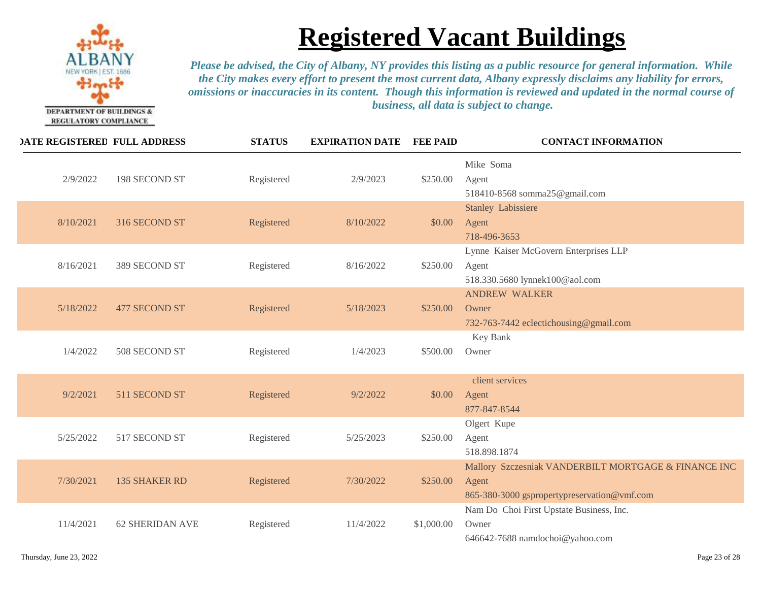# Registered Vacant Buildings

DEPARTMENT OF BUILDINGS & REGULATORY COMPLIANCE

*Please be advised, the City of Albany, NY provides this listing as a public resource for general information. While the City makes every effort to present the most current data, Albany expressly disclaims any liability for errors, omissions or inaccuracies in its content. Though this information is reviewed and updated in the normal course of business, all data is subject to change.*

| DATE REGISTERED | FULL ADDRESS | STATUS | EXPIRATION DATE | FEE PAID | CONTACT INFORMATION |
|---|---|---|---|---|---|
| 2/9/2022 | 198 SECOND ST | Registered | 2/9/2023 | $250.00 | Mike Soma<br>Agent<br>518410-8568 somma25@gmail.com |
| 8/10/2021 | 316 SECOND ST | Registered | 8/10/2022 | $0.00 | Stanley Labissiere<br>Agent<br>718-496-3653 |
| 8/16/2021 | 389 SECOND ST | Registered | 8/16/2022 | $250.00 | Lynne Kaiser McGovern Enterprises LLP<br>Agent<br>518.330.5680 lynnek100@aol.com |
| 5/18/2022 | 477 SECOND ST | Registered | 5/18/2023 | $250.00 | ANDREW WALKER<br>Owner<br>732-763-7442 eclectichousing@gmail.com |
| 1/4/2022 | 508 SECOND ST | Registered | 1/4/2023 | $500.00 | Key Bank<br>Owner |
| 9/2/2021 | 511 SECOND ST | Registered | 9/2/2022 | $0.00 | client services<br>Agent<br>877-847-8544 |
| 5/25/2022 | 517 SECOND ST | Registered | 5/25/2023 | $250.00 | Olgert Kupe<br>Agent<br>518.898.1874 |
| 7/30/2021 | 135 SHAKER RD | Registered | 7/30/2022 | $250.00 | Mallory Szczesniak VANDERBILT MORTGAGE & FINANCE INC<br>Agent<br>865-380-3000 gspropertypreservation@vmf.com |
| 11/4/2021 | 62 SHERIDAN AVE | Registered | 11/4/2022 | $1,000.00 | Nam Do Choi First Upstate Business, Inc.<br>Owner<br>646642-7688 namdochoi@yahoo.com |

Thursday, June 23, 2022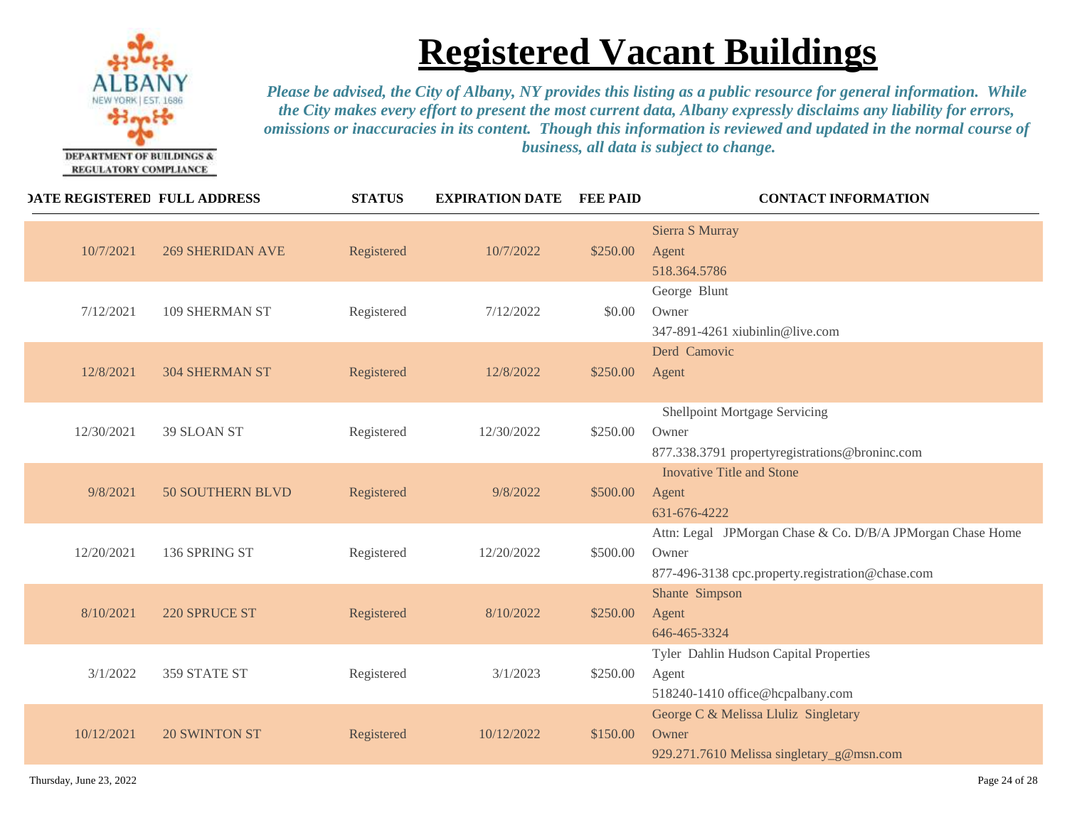# Registered Vacant Buildings

*Please be advised, the City of Albany, NY provides this listing as a public resource for general information. While the City makes every effort to present the most current data, Albany expressly disclaims any liability for errors, omissions or inaccuracies in its content. Though this information is reviewed and updated in the normal course of business, all data is subject to change.*

DEPARTMENT OF BUILDINGS & REGULATORY COMPLIANCE

| DATE REGISTERED | FULL ADDRESS | STATUS | EXPIRATION DATE | FEE PAID | CONTACT INFORMATION |
|---|---|---|---|---|---|
| 10/7/2021 | 269 SHERIDAN AVE | Registered | 10/7/2022 | $250.00 | Sierra S Murray<br>Agent<br>518.364.5786 |
| 7/12/2021 | 109 SHERMAN ST | Registered | 7/12/2022 | $0.00 | George Blunt<br>Owner<br>347-891-4261 xiubinlin@live.com |
| 12/8/2021 | 304 SHERMAN ST | Registered | 12/8/2022 | $250.00 | Derd Camovic<br>Agent |
| 12/30/2021 | 39 SLOAN ST | Registered | 12/30/2022 | $250.00 | Shellpoint Mortgage Servicing<br>Owner<br>877.338.3791 propertyregistrations@broninc.com |
| 9/8/2021 | 50 SOUTHERN BLVD | Registered | 9/8/2022 | $500.00 | Inovative Title and Stone<br>Agent<br>631-676-4222 |
| 12/20/2021 | 136 SPRING ST | Registered | 12/20/2022 | $500.00 | Attn: Legal JPMorgan Chase & Co. D/B/A JPMorgan Chase Home<br>Owner<br>877-496-3138 cpc.property.registration@chase.com |
| 8/10/2021 | 220 SPRUCE ST | Registered | 8/10/2022 | $250.00 | Shante Simpson<br>Agent<br>646-465-3324 |
| 3/1/2022 | 359 STATE ST | Registered | 3/1/2023 | $250.00 | Tyler Dahlin Hudson Capital Properties<br>Agent<br>518240-1410 office@hcpalbany.com |
| 10/12/2021 | 20 SWINTON ST | Registered | 10/12/2022 | $150.00 | George C & Melissa Lluliz Singletary<br>Owner<br>929.271.7610 Melissa singletary_g@msn.com |

Thursday, June 23, 2022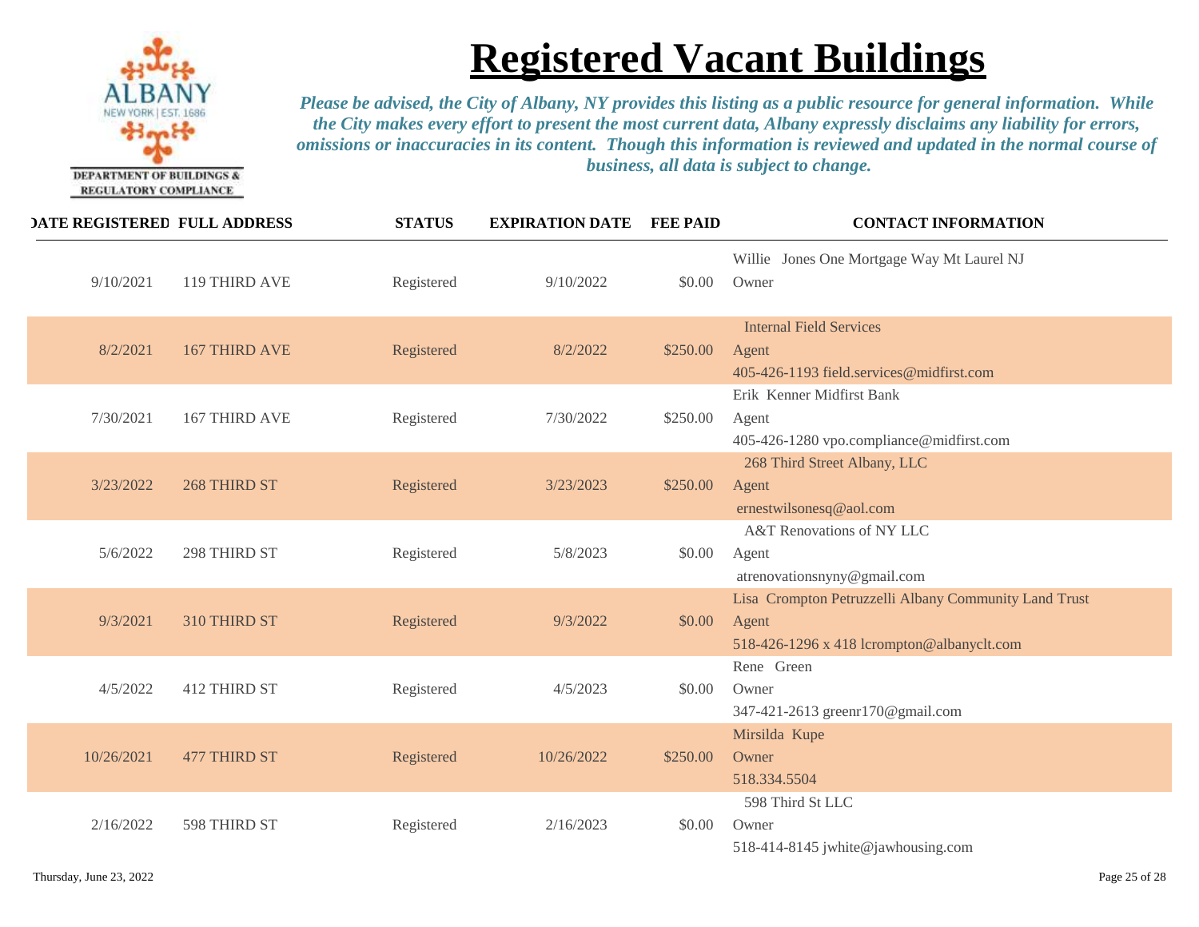DEPARTMENT OF BUILDINGS & REGULATORY COMPLIANCE

# Registered Vacant Buildings

*Please be advised, the City of Albany, NY provides this listing as a public resource for general information. While the City makes every effort to present the most current data, Albany expressly disclaims any liability for errors, omissions or inaccuracies in its content. Though this information is reviewed and updated in the normal course of business, all data is subject to change.*

| DATE REGISTERED | FULL ADDRESS | STATUS | EXPIRATION DATE | FEE PAID | CONTACT INFORMATION |
|---|---|---|---|---|---|
| 9/10/2021 | 119 THIRD AVE | Registered | 9/10/2022 | $0.00 | Willie Jones One Mortgage Way Mt Laurel NJ<br>Owner |
| 8/2/2021 | 167 THIRD AVE | Registered | 8/2/2022 | $250.00 | Internal Field Services<br>Agent<br>405-426-1193 field.services@midfirst.com |
| 7/30/2021 | 167 THIRD AVE | Registered | 7/30/2022 | $250.00 | Erik Kenner Midfirst Bank<br>Agent<br>405-426-1280 vpo.compliance@midfirst.com |
| 3/23/2022 | 268 THIRD ST | Registered | 3/23/2023 | $250.00 | 268 Third Street Albany, LLC<br>Agent<br>ernestwilsonesq@aol.com |
| 5/6/2022 | 298 THIRD ST | Registered | 5/8/2023 | $0.00 | A&T Renovations of NY LLC<br>Agent<br>atrenovationsnyny@gmail.com |
| 9/3/2021 | 310 THIRD ST | Registered | 9/3/2022 | $0.00 | Lisa Crompton Petruzzelli Albany Community Land Trust<br>Agent<br>518-426-1296 x 418 lcrompton@albanyclt.com |
| 4/5/2022 | 412 THIRD ST | Registered | 4/5/2023 | $0.00 | Rene Green<br>Owner<br>347-421-2613 greenr170@gmail.com |
| 10/26/2021 | 477 THIRD ST | Registered | 10/26/2022 | $250.00 | Mirsilda Kupe<br>Owner<br>518.334.5504 |
| 2/16/2022 | 598 THIRD ST | Registered | 2/16/2023 | $0.00 | 598 Third St LLC<br>Owner<br>518-414-8145 jwhite@jawhousing.com |

Thursday, June 23, 2022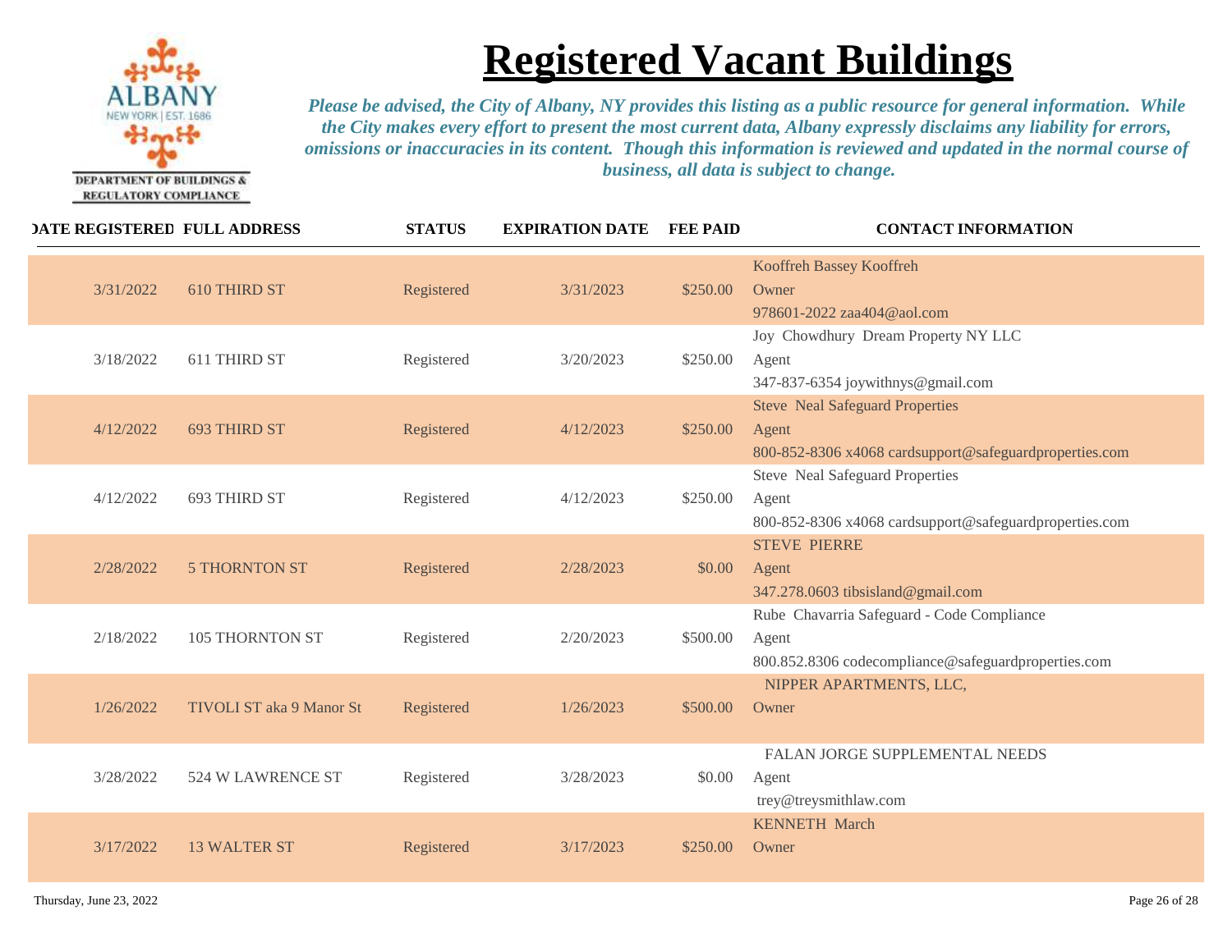DEPARTMENT OF BUILDINGS & REGULATORY COMPLIANCE

# Registered Vacant Buildings

*Please be advised, the City of Albany, NY provides this listing as a public resource for general information. While the City makes every effort to present the most current data, Albany expressly disclaims any liability for errors, omissions or inaccuracies in its content. Though this information is reviewed and updated in the normal course of business, all data is subject to change.*

| DATE REGISTERED | FULL ADDRESS | STATUS | EXPIRATION DATE | FEE PAID | CONTACT INFORMATION |
|---|---|---|---|---|---|
| 3/31/2022 | 610 THIRD ST | Registered | 3/31/2023 | $250.00 | Kooffreh Bassey Kooffreh<br>Owner<br>978601-2022 zaa404@aol.com |
| 3/18/2022 | 611 THIRD ST | Registered | 3/20/2023 | $250.00 | Joy Chowdhury Dream Property NY LLC<br>Agent<br>347-837-6354 joywithnys@gmail.com |
| 4/12/2022 | 693 THIRD ST | Registered | 4/12/2023 | $250.00 | Steve Neal Safeguard Properties<br>Agent<br>800-852-8306 x4068 cardsupport@safeguardproperties.com |
| 4/12/2022 | 693 THIRD ST | Registered | 4/12/2023 | $250.00 | Steve Neal Safeguard Properties<br>Agent<br>800-852-8306 x4068 cardsupport@safeguardproperties.com |
| 2/28/2022 | 5 THORNTON ST | Registered | 2/28/2023 | $0.00 | STEVE PIERRE<br>Agent<br>347.278.0603 tibsisland@gmail.com |
| 2/18/2022 | 105 THORNTON ST | Registered | 2/20/2023 | $500.00 | Rube Chavarria Safeguard - Code Compliance<br>Agent<br>800.852.8306 codecompliance@safeguardproperties.com |
| 1/26/2022 | TIVOLI ST aka 9 Manor St | Registered | 1/26/2023 | $500.00 | NIPPER APARTMENTS, LLC,<br>Owner |
| 3/28/2022 | 524 W LAWRENCE ST | Registered | 3/28/2023 | $0.00 | FALAN JORGE SUPPLEMENTAL NEEDS<br>Agent<br>trey@treysmithlaw.com |
| 3/17/2022 | 13 WALTER ST | Registered | 3/17/2023 | $250.00 | KENNETH March<br>Owner |

Thursday, June 23, 2022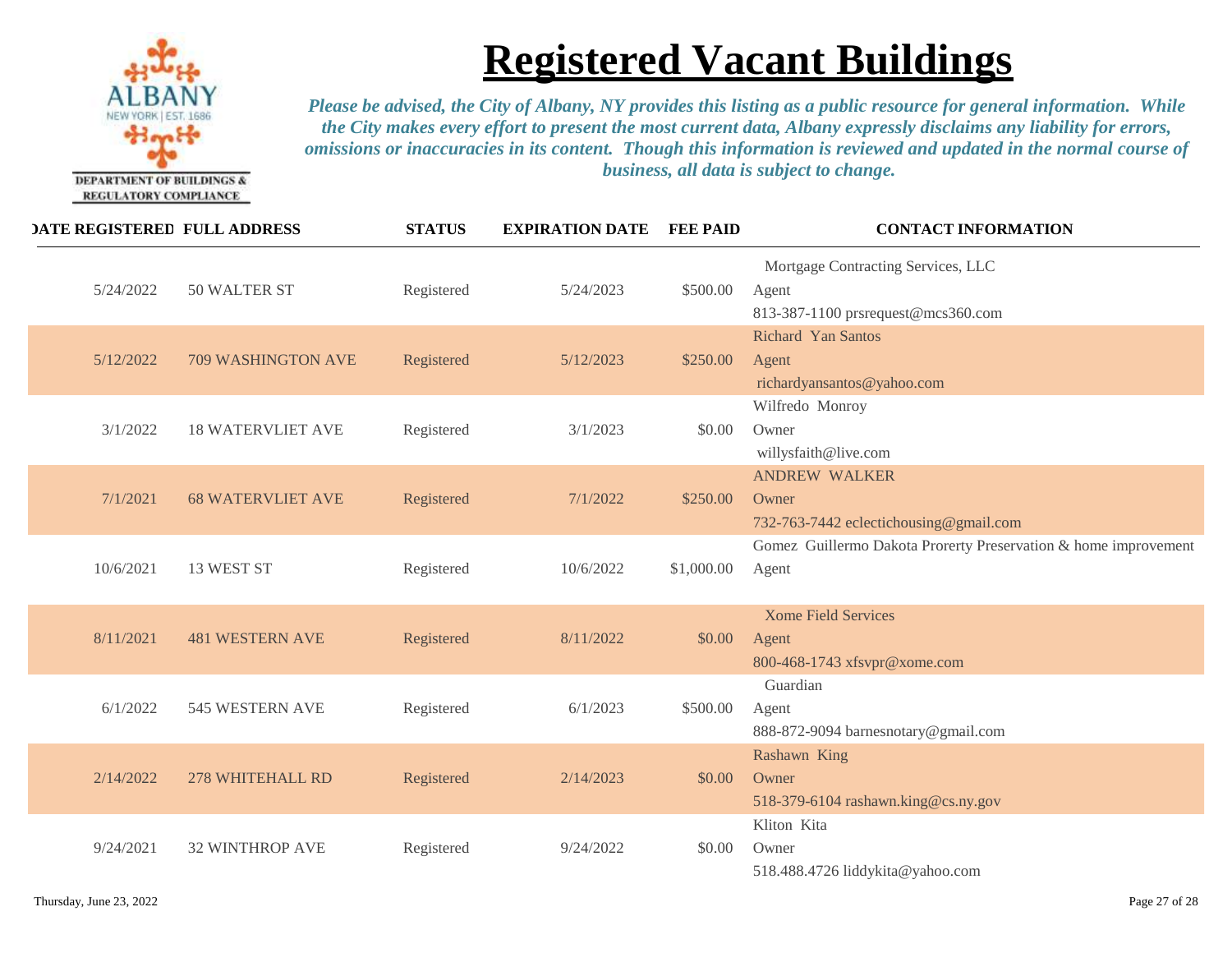DEPARTMENT OF BUILDINGS & REGULATORY COMPLIANCE

# Registered Vacant Buildings

*Please be advised, the City of Albany, NY provides this listing as a public resource for general information. While the City makes every effort to present the most current data, Albany expressly disclaims any liability for errors, omissions or inaccuracies in its content. Though this information is reviewed and updated in the normal course of business, all data is subject to change.*

| DATE REGISTERED | FULL ADDRESS | STATUS | EXPIRATION DATE | FEE PAID | CONTACT INFORMATION |
|---|---|---|---|---|---|
| 5/24/2022 | 50 WALTER ST | Registered | 5/24/2023 | $500.00 | Mortgage Contracting Services, LLC<br>Agent<br>813-387-1100 prsrequest@mcs360.com |
| 5/12/2022 | 709 WASHINGTON AVE | Registered | 5/12/2023 | $250.00 | Richard Yan Santos<br>Agent<br>richardyansantos@yahoo.com |
| 3/1/2022 | 18 WATERVLIET AVE | Registered | 3/1/2023 | $0.00 | Wilfredo Monroy<br>Owner<br>willysfaith@live.com |
| 7/1/2021 | 68 WATERVLIET AVE | Registered | 7/1/2022 | $250.00 | ANDREW WALKER<br>Owner<br>732-763-7442 eclectichousing@gmail.com |
| 10/6/2021 | 13 WEST ST | Registered | 10/6/2022 | $1,000.00 | Gomez Guillermo Dakota Prorerty Preservation & home improvement<br>Agent |
| 8/11/2021 | 481 WESTERN AVE | Registered | 8/11/2022 | $0.00 | Xome Field Services<br>Agent<br>800-468-1743 xfsvpr@xome.com |
| 6/1/2022 | 545 WESTERN AVE | Registered | 6/1/2023 | $500.00 | Guardian<br>Agent<br>888-872-9094 barnesnotary@gmail.com |
| 2/14/2022 | 278 WHITEHALL RD | Registered | 2/14/2023 | $0.00 | Rashawn King<br>Owner<br>518-379-6104 rashawn.king@cs.ny.gov |
| 9/24/2021 | 32 WINTHROP AVE | Registered | 9/24/2022 | $0.00 | Kliton Kita<br>Owner<br>518.488.4726 liddykita@yahoo.com |

Thursday, June 23, 2022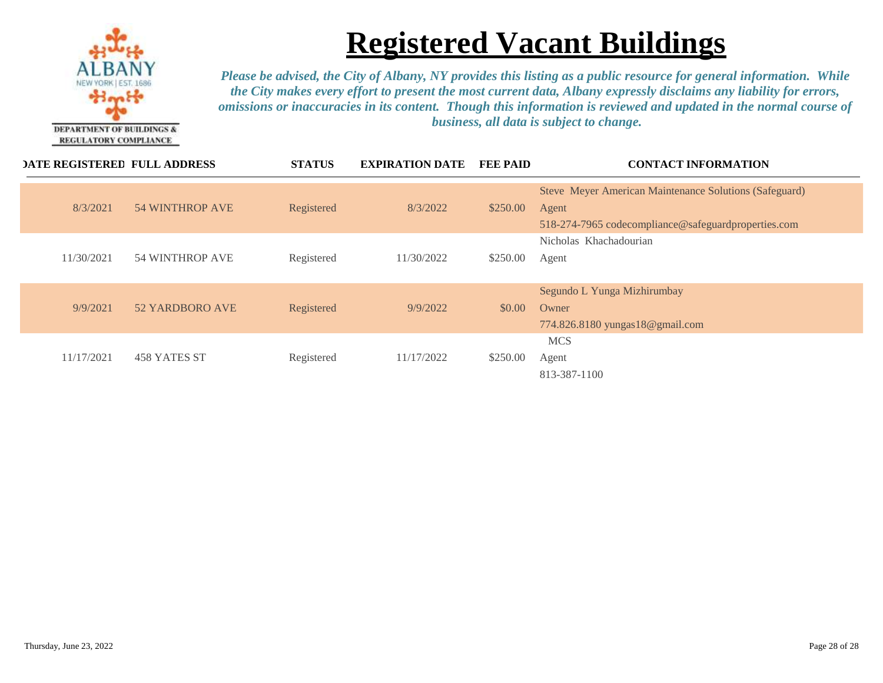DEPARTMENT OF BUILDINGS & REGULATORY COMPLIANCE

# Registered Vacant Buildings

*Please be advised, the City of Albany, NY provides this listing as a public resource for general information. While the City makes every effort to present the most current data, Albany expressly disclaims any liability for errors, omissions or inaccuracies in its content. Though this information is reviewed and updated in the normal course of business, all data is subject to change.*

| DATE REGISTERED | FULL ADDRESS | STATUS | EXPIRATION DATE | FEE PAID | CONTACT INFORMATION |
|---|---|---|---|---|---|
| 8/3/2021 | 54 WINTHROP AVE | Registered | 8/3/2022 | $250.00 | Steve Meyer American Maintenance Solutions (Safeguard)<br>Agent<br>518-274-7965 codecompliance@safeguardproperties.com |
| 11/30/2021 | 54 WINTHROP AVE | Registered | 11/30/2022 | $250.00 | Nicholas Khachadourian<br>Agent |
| 9/9/2021 | 52 YARDBORO AVE | Registered | 9/9/2022 | $0.00 | Segundo L Yunga Mizhirumbay<br>Owner<br>774.826.8180 yungas18@gmail.com |
| 11/17/2021 | 458 YATES ST | Registered | 11/17/2022 | $250.00 | MCS<br>Agent<br>813-387-1100 |

Thursday, June 23, 2022